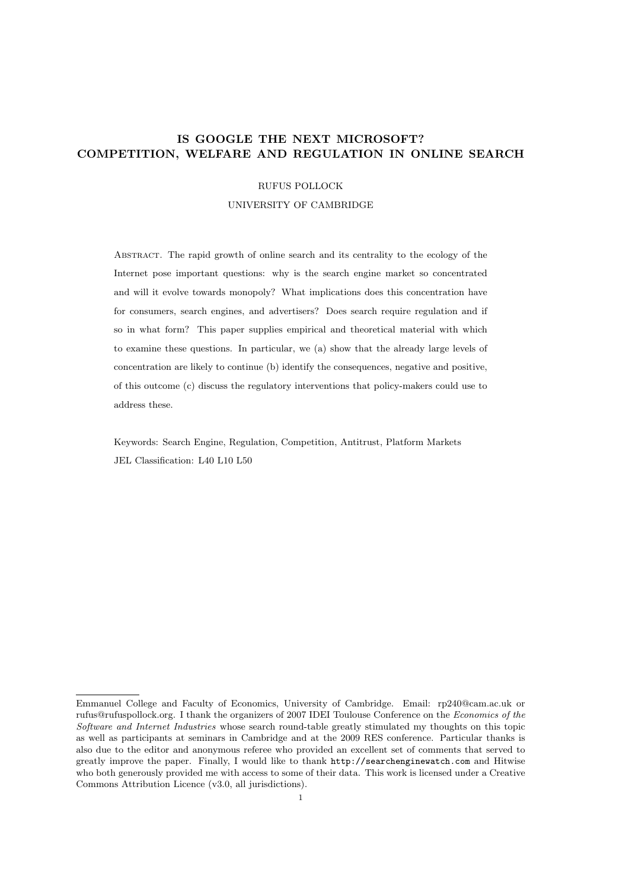# IS GOOGLE THE NEXT MICROSOFT? COMPETITION, WELFARE AND REGULATION IN ONLINE SEARCH

RUFUS POLLOCK

UNIVERSITY OF CAMBRIDGE

Abstract. The rapid growth of online search and its centrality to the ecology of the Internet pose important questions: why is the search engine market so concentrated and will it evolve towards monopoly? What implications does this concentration have for consumers, search engines, and advertisers? Does search require regulation and if so in what form? This paper supplies empirical and theoretical material with which to examine these questions. In particular, we (a) show that the already large levels of concentration are likely to continue (b) identify the consequences, negative and positive, of this outcome (c) discuss the regulatory interventions that policy-makers could use to address these.

Keywords: Search Engine, Regulation, Competition, Antitrust, Platform Markets

JEL Classification: L40 L10 L50

---

Emmanuel College and Faculty of Economics, University of Cambridge. Email: rp240@cam.ac.uk or rufus@rufuspollock.org. I thank the organizers of 2007 IDEI Toulouse Conference on the *Economics of the Software and Internet Industries* whose search round-table greatly stimulated my thoughts on this topic as well as participants at seminars in Cambridge and at the 2009 RES conference. Particular thanks is also due to the editor and anonymous referee who provided an excellent set of comments that served to greatly improve the paper. Finally, I would like to thank `http://searchenginewatch.com` and Hitwise who both generously provided me with access to some of their data. This work is licensed under a Creative Commons Attribution Licence (v3.0, all jurisdictions).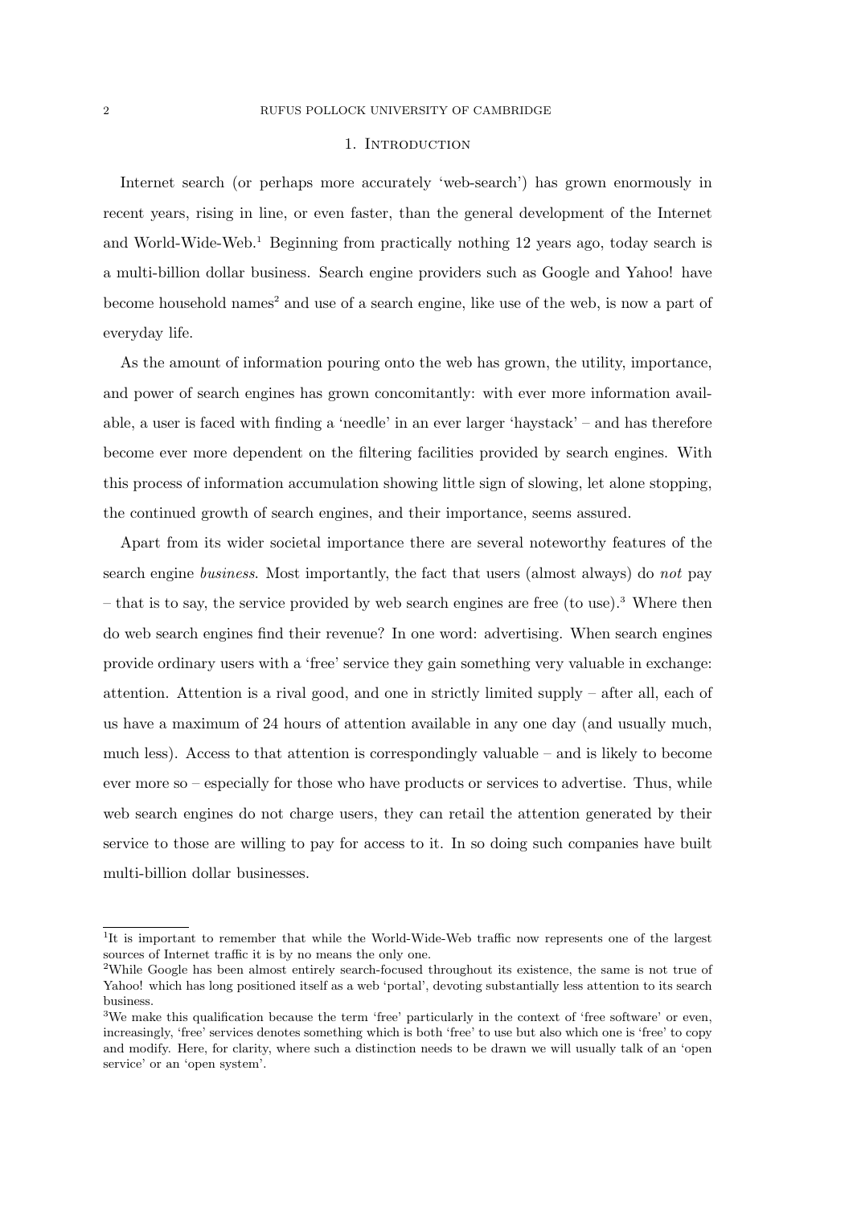# 1. Introduction

Internet search (or perhaps more accurately 'web-search') has grown enormously in recent years, rising in line, or even faster, than the general development of the Internet and World-Wide-Web.[1] Beginning from practically nothing 12 years ago, today search is a multi-billion dollar business. Search engine providers such as Google and Yahoo! have become household names[2] and use of a search engine, like use of the web, is now a part of everyday life.

As the amount of information pouring onto the web has grown, the utility, importance, and power of search engines has grown concomitantly: with ever more information available, a user is faced with finding a 'needle' in an ever larger 'haystack' – and has therefore become ever more dependent on the filtering facilities provided by search engines. With this process of information accumulation showing little sign of slowing, let alone stopping, the continued growth of search engines, and their importance, seems assured.

Apart from its wider societal importance there are several noteworthy features of the search engine *business*. Most importantly, the fact that users (almost always) do *not* pay – that is to say, the service provided by web search engines are free (to use).[3] Where then do web search engines find their revenue? In one word: advertising. When search engines provide ordinary users with a 'free' service they gain something very valuable in exchange: attention. Attention is a rival good, and one in strictly limited supply – after all, each of us have a maximum of 24 hours of attention available in any one day (and usually much, much less). Access to that attention is correspondingly valuable – and is likely to become ever more so – especially for those who have products or services to advertise. Thus, while web search engines do not charge users, they can retail the attention generated by their service to those are willing to pay for access to it. In so doing such companies have built multi-billion dollar businesses.

[1] It is important to remember that while the World-Wide-Web traffic now represents one of the largest sources of Internet traffic it is by no means the only one.

[2] While Google has been almost entirely search-focused throughout its existence, the same is not true of Yahoo! which has long positioned itself as a web 'portal', devoting substantially less attention to its search business.

[3] We make this qualification because the term 'free' particularly in the context of 'free software' or even, increasingly, 'free' services denotes something which is both 'free' to use but also which one is 'free' to copy and modify. Here, for clarity, where such a distinction needs to be drawn we will usually talk of an 'open service' or an 'open system'.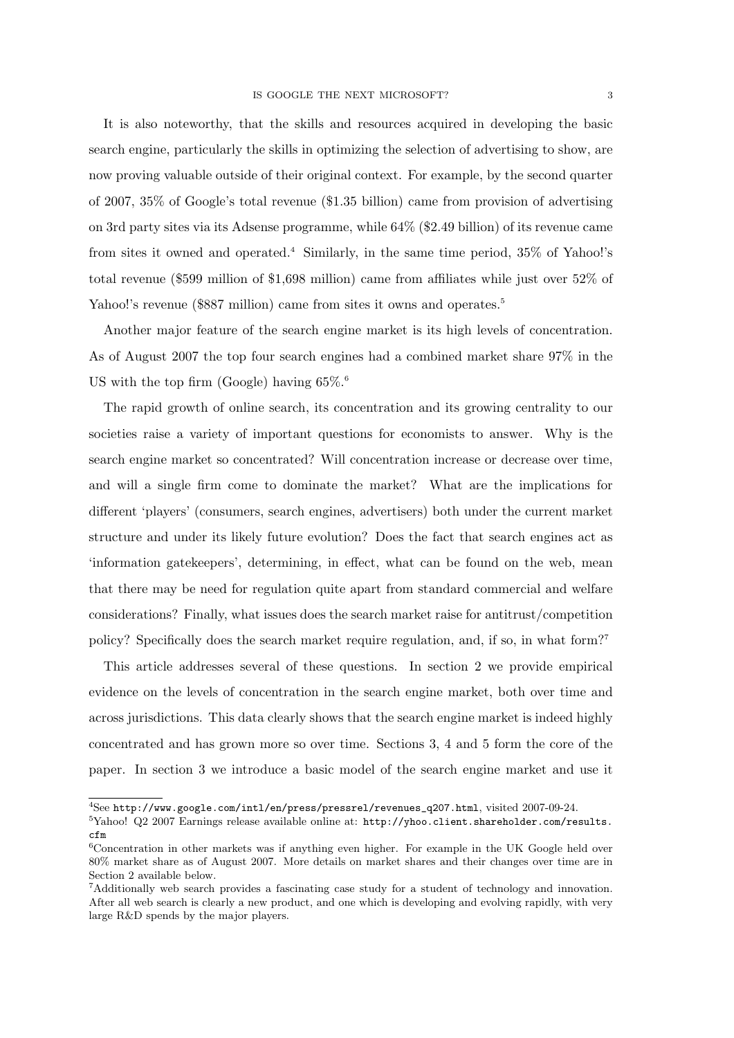It is also noteworthy, that the skills and resources acquired in developing the basic search engine, particularly the skills in optimizing the selection of advertising to show, are now proving valuable outside of their original context. For example, by the second quarter of 2007, 35% of Google's total revenue ($1.35 billion) came from provision of advertising on 3rd party sites via its Adsense programme, while 64% ($2.49 billion) of its revenue came from sites it owned and operated.[4] Similarly, in the same time period, 35% of Yahoo!'s total revenue ($599 million of $1,698 million) came from affiliates while just over 52% of Yahoo!'s revenue ($887 million) came from sites it owns and operates.[5]

Another major feature of the search engine market is its high levels of concentration. As of August 2007 the top four search engines had a combined market share 97% in the US with the top firm (Google) having 65%.[6]

The rapid growth of online search, its concentration and its growing centrality to our societies raise a variety of important questions for economists to answer. Why is the search engine market so concentrated? Will concentration increase or decrease over time, and will a single firm come to dominate the market? What are the implications for different 'players' (consumers, search engines, advertisers) both under the current market structure and under its likely future evolution? Does the fact that search engines act as 'information gatekeepers', determining, in effect, what can be found on the web, mean that there may be need for regulation quite apart from standard commercial and welfare considerations? Finally, what issues does the search market raise for antitrust/competition policy? Specifically does the search market require regulation, and, if so, in what form?[7]

This article addresses several of these questions. In section 2 we provide empirical evidence on the levels of concentration in the search engine market, both over time and across jurisdictions. This data clearly shows that the search engine market is indeed highly concentrated and has grown more so over time. Sections 3, 4 and 5 form the core of the paper. In section 3 we introduce a basic model of the search engine market and use it

---

[4] See http://www.google.com/intl/en/press/pressrel/revenues_q207.html, visited 2007-09-24.

[5] Yahoo! Q2 2007 Earnings release available online at: http://yhoo.client.shareholder.com/results.cfm

[6] Concentration in other markets was if anything even higher. For example in the UK Google held over 80% market share as of August 2007. More details on market shares and their changes over time are in Section 2 available below.

[7] Additionally web search provides a fascinating case study for a student of technology and innovation. After all web search is clearly a new product, and one which is developing and evolving rapidly, with very large R&D spends by the major players.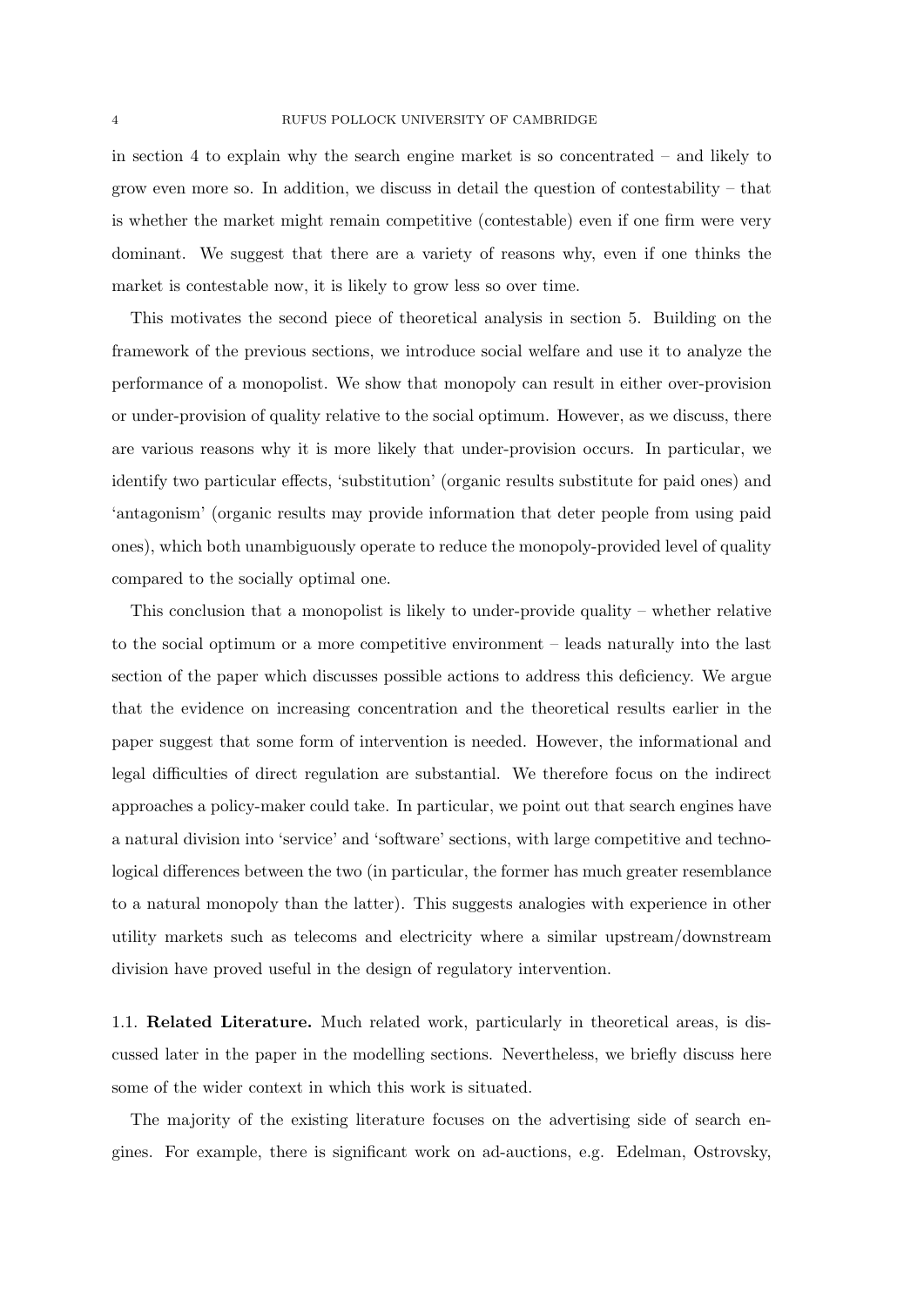in section 4 to explain why the search engine market is so concentrated – and likely to grow even more so. In addition, we discuss in detail the question of contestability – that is whether the market might remain competitive (contestable) even if one firm were very dominant. We suggest that there are a variety of reasons why, even if one thinks the market is contestable now, it is likely to grow less so over time.

This motivates the second piece of theoretical analysis in section 5. Building on the framework of the previous sections, we introduce social welfare and use it to analyze the performance of a monopolist. We show that monopoly can result in either over-provision or under-provision of quality relative to the social optimum. However, as we discuss, there are various reasons why it is more likely that under-provision occurs. In particular, we identify two particular effects, 'substitution' (organic results substitute for paid ones) and 'antagonism' (organic results may provide information that deter people from using paid ones), which both unambiguously operate to reduce the monopoly-provided level of quality compared to the socially optimal one.

This conclusion that a monopolist is likely to under-provide quality – whether relative to the social optimum or a more competitive environment – leads naturally into the last section of the paper which discusses possible actions to address this deficiency. We argue that the evidence on increasing concentration and the theoretical results earlier in the paper suggest that some form of intervention is needed. However, the informational and legal difficulties of direct regulation are substantial. We therefore focus on the indirect approaches a policy-maker could take. In particular, we point out that search engines have a natural division into 'service' and 'software' sections, with large competitive and technological differences between the two (in particular, the former has much greater resemblance to a natural monopoly than the latter). This suggests analogies with experience in other utility markets such as telecoms and electricity where a similar upstream/downstream division have proved useful in the design of regulatory intervention.

### 1.1. Related Literature.

Much related work, particularly in theoretical areas, is discussed later in the paper in the modelling sections. Nevertheless, we briefly discuss here some of the wider context in which this work is situated.

The majority of the existing literature focuses on the advertising side of search engines. For example, there is significant work on ad-auctions, e.g. Edelman, Ostrovsky,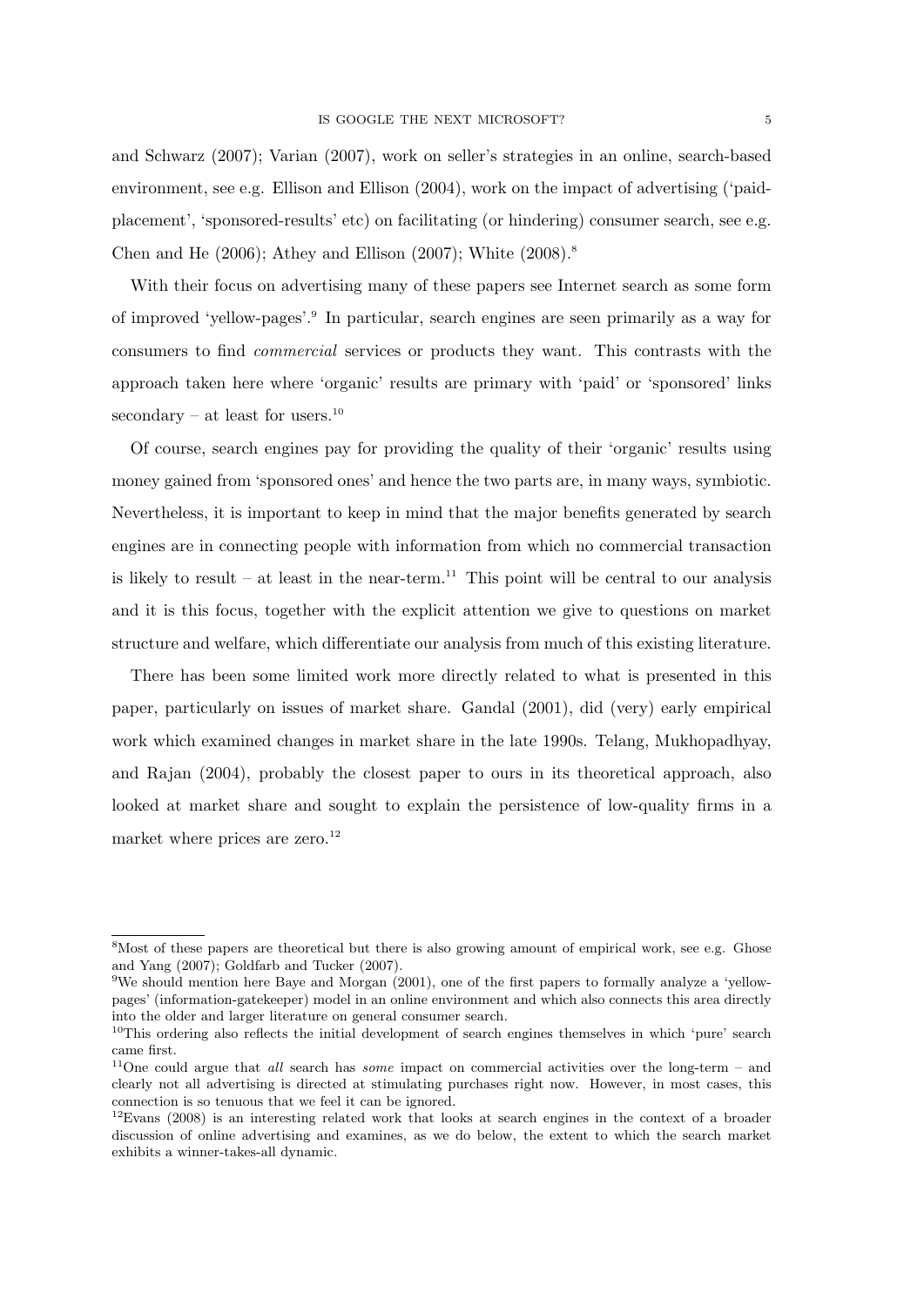and Schwarz (2007); Varian (2007), work on seller's strategies in an online, search-based environment, see e.g. Ellison and Ellison (2004), work on the impact of advertising ('paid-placement', 'sponsored-results' etc) on facilitating (or hindering) consumer search, see e.g. Chen and He (2006); Athey and Ellison (2007); White (2008).[8]

With their focus on advertising many of these papers see Internet search as some form of improved 'yellow-pages'.[9] In particular, search engines are seen primarily as a way for consumers to find *commercial* services or products they want. This contrasts with the approach taken here where 'organic' results are primary with 'paid' or 'sponsored' links secondary – at least for users.[10]

Of course, search engines pay for providing the quality of their 'organic' results using money gained from 'sponsored ones' and hence the two parts are, in many ways, symbiotic. Nevertheless, it is important to keep in mind that the major benefits generated by search engines are in connecting people with information from which no commercial transaction is likely to result – at least in the near-term.[11] This point will be central to our analysis and it is this focus, together with the explicit attention we give to questions on market structure and welfare, which differentiate our analysis from much of this existing literature.

There has been some limited work more directly related to what is presented in this paper, particularly on issues of market share. Gandal (2001), did (very) early empirical work which examined changes in market share in the late 1990s. Telang, Mukhopadhyay, and Rajan (2004), probably the closest paper to ours in its theoretical approach, also looked at market share and sought to explain the persistence of low-quality firms in a market where prices are zero.[12]

---

[8]Most of these papers are theoretical but there is also growing amount of empirical work, see e.g. Ghose and Yang (2007); Goldfarb and Tucker (2007).

[9]We should mention here Baye and Morgan (2001), one of the first papers to formally analyze a 'yellow-pages' (information-gatekeeper) model in an online environment and which also connects this area directly into the older and larger literature on general consumer search.

[10]This ordering also reflects the initial development of search engines themselves in which 'pure' search came first.

[11]One could argue that *all* search has *some* impact on commercial activities over the long-term – and clearly not all advertising is directed at stimulating purchases right now. However, in most cases, this connection is so tenuous that we feel it can be ignored.

[12]Evans (2008) is an interesting related work that looks at search engines in the context of a broader discussion of online advertising and examines, as we do below, the extent to which the search market exhibits a winner-takes-all dynamic.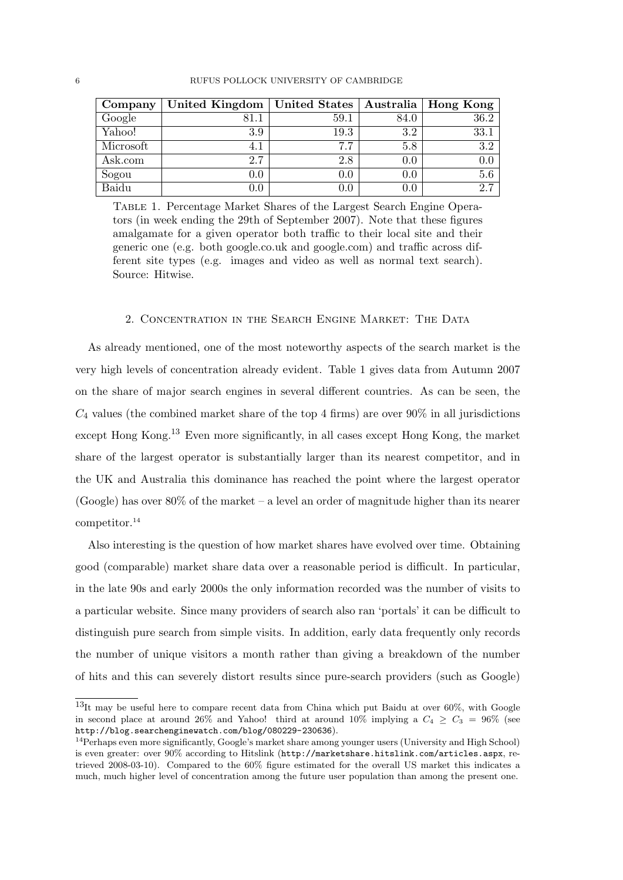| Company | United Kingdom | United States | Australia | Hong Kong |
|---|---|---|---|---|
| Google | 81.1 | 59.1 | 84.0 | 36.2 |
| Yahoo! | 3.9 | 19.3 | 3.2 | 33.1 |
| Microsoft | 4.1 | 7.7 | 5.8 | 3.2 |
| Ask.com | 2.7 | 2.8 | 0.0 | 0.0 |
| Sogou | 0.0 | 0.0 | 0.0 | 5.6 |
| Baidu | 0.0 | 0.0 | 0.0 | 2.7 |

Table 1. Percentage Market Shares of the Largest Search Engine Operators (in week ending the 29th of September 2007). Note that these figures amalgamate for a given operator both traffic to their local site and their generic one (e.g. both google.co.uk and google.com) and traffic across different site types (e.g. images and video as well as normal text search). Source: Hitwise.

## 2. Concentration in the Search Engine Market: The Data

As already mentioned, one of the most noteworthy aspects of the search market is the very high levels of concentration already evident. Table 1 gives data from Autumn 2007 on the share of major search engines in several different countries. As can be seen, the $C_4$ values (the combined market share of the top 4 firms) are over 90% in all jurisdictions except Hong Kong.[13] Even more significantly, in all cases except Hong Kong, the market share of the largest operator is substantially larger than its nearest competitor, and in the UK and Australia this dominance has reached the point where the largest operator (Google) has over 80% of the market – a level an order of magnitude higher than its nearer competitor.[14]

Also interesting is the question of how market shares have evolved over time. Obtaining good (comparable) market share data over a reasonable period is difficult. In particular, in the late 90s and early 2000s the only information recorded was the number of visits to a particular website. Since many providers of search also ran 'portals' it can be difficult to distinguish pure search from simple visits. In addition, early data frequently only records the number of unique visitors a month rather than giving a breakdown of the number of hits and this can severely distort results since pure-search providers (such as Google)

[13] It may be useful here to compare recent data from China which put Baidu at over 60%, with Google in second place at around 26% and Yahoo! third at around 10% implying a $C_4 \geq C_3 = 96\%$ (see http://blog.searchenginewatch.com/blog/080229-230636).

[14] Perhaps even more significantly, Google's market share among younger users (University and High School) is even greater: over 90% according to Hitslink (http://marketshare.hitslink.com/articles.aspx, retrieved 2008-03-10). Compared to the 60% figure estimated for the overall US market this indicates a much, much higher level of concentration among the future user population than among the present one.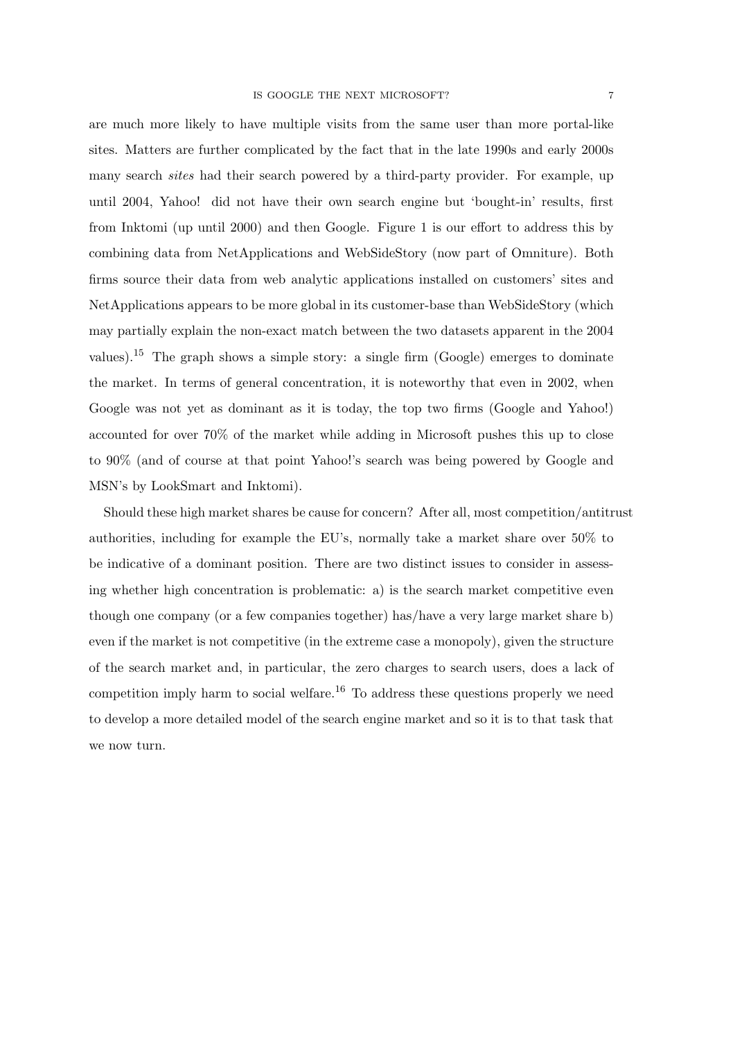are much more likely to have multiple visits from the same user than more portal-like sites. Matters are further complicated by the fact that in the late 1990s and early 2000s many search *sites* had their search powered by a third-party provider. For example, up until 2004, Yahoo! did not have their own search engine but 'bought-in' results, first from Inktomi (up until 2000) and then Google. Figure 1 is our effort to address this by combining data from NetApplications and WebSideStory (now part of Omniture). Both firms source their data from web analytic applications installed on customers' sites and NetApplications appears to be more global in its customer-base than WebSideStory (which may partially explain the non-exact match between the two datasets apparent in the 2004 values).[15] The graph shows a simple story: a single firm (Google) emerges to dominate the market. In terms of general concentration, it is noteworthy that even in 2002, when Google was not yet as dominant as it is today, the top two firms (Google and Yahoo!) accounted for over 70% of the market while adding in Microsoft pushes this up to close to 90% (and of course at that point Yahoo!'s search was being powered by Google and MSN's by LookSmart and Inktomi).

Should these high market shares be cause for concern? After all, most competition/antitrust authorities, including for example the EU's, normally take a market share over 50% to be indicative of a dominant position. There are two distinct issues to consider in assessing whether high concentration is problematic: a) is the search market competitive even though one company (or a few companies together) has/have a very large market share b) even if the market is not competitive (in the extreme case a monopoly), given the structure of the search market and, in particular, the zero charges to search users, does a lack of competition imply harm to social welfare.[16] To address these questions properly we need to develop a more detailed model of the search engine market and so it is to that task that we now turn.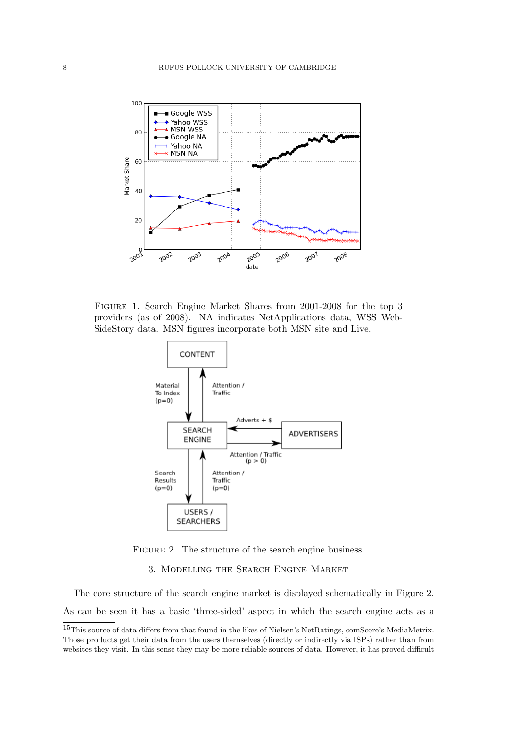FIGURE 1. Search Engine Market Shares from 2001-2008 for the top 3 providers (as of 2008). NA indicates NetApplications data, WSS WebSideStory data. MSN figures incorporate both MSN site and Live.

FIGURE 2. The structure of the search engine business.

### 3. Modelling the Search Engine Market

The core structure of the search engine market is displayed schematically in Figure 2. As can be seen it has a basic 'three-sided' aspect in which the search engine acts as a

[15]This source of data differs from that found in the likes of Nielsen's NetRatings, comScore's MediaMetrix. Those products get their data from the users themselves (directly or indirectly via ISPs) rather than from websites they visit. In this sense they may be more reliable sources of data. However, it has proved difficult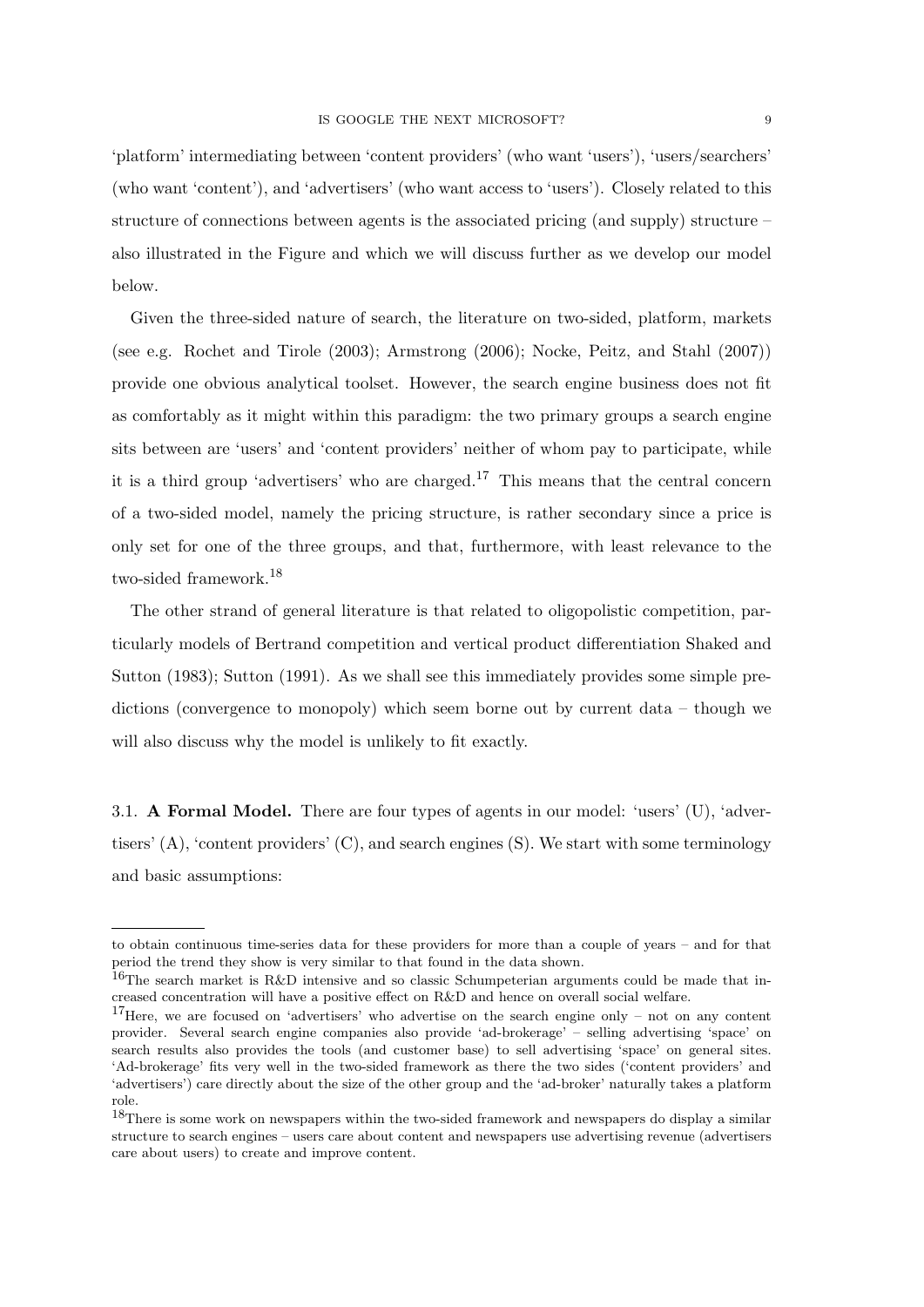'platform' intermediating between 'content providers' (who want 'users'), 'users/searchers' (who want 'content'), and 'advertisers' (who want access to 'users'). Closely related to this structure of connections between agents is the associated pricing (and supply) structure – also illustrated in the Figure and which we will discuss further as we develop our model below.

Given the three-sided nature of search, the literature on two-sided, platform, markets (see e.g. Rochet and Tirole (2003); Armstrong (2006); Nocke, Peitz, and Stahl (2007)) provide one obvious analytical toolset. However, the search engine business does not fit as comfortably as it might within this paradigm: the two primary groups a search engine sits between are 'users' and 'content providers' neither of whom pay to participate, while it is a third group 'advertisers' who are charged.[17] This means that the central concern of a two-sided model, namely the pricing structure, is rather secondary since a price is only set for one of the three groups, and that, furthermore, with least relevance to the two-sided framework.[18]

The other strand of general literature is that related to oligopolistic competition, particularly models of Bertrand competition and vertical product differentiation Shaked and Sutton (1983); Sutton (1991). As we shall see this immediately provides some simple predictions (convergence to monopoly) which seem borne out by current data – though we will also discuss why the model is unlikely to fit exactly.

3.1. **A Formal Model.** There are four types of agents in our model: 'users' (U), 'advertisers' (A), 'content providers' (C), and search engines (S). We start with some terminology and basic assumptions:

---

to obtain continuous time-series data for these providers for more than a couple of years – and for that period the trend they show is very similar to that found in the data shown.

[16]The search market is R&D intensive and so classic Schumpeterian arguments could be made that increased concentration will have a positive effect on R&D and hence on overall social welfare.

[17]Here, we are focused on 'advertisers' who advertise on the search engine only – not on any content provider. Several search engine companies also provide 'ad-brokerage' – selling advertising 'space' on search results also provides the tools (and customer base) to sell advertising 'space' on general sites. 'Ad-brokerage' fits very well in the two-sided framework as there the two sides ('content providers' and 'advertisers') care directly about the size of the other group and the 'ad-broker' naturally takes a platform role.

[18]There is some work on newspapers within the two-sided framework and newspapers do display a similar structure to search engines – users care about content and newspapers use advertising revenue (advertisers care about users) to create and improve content.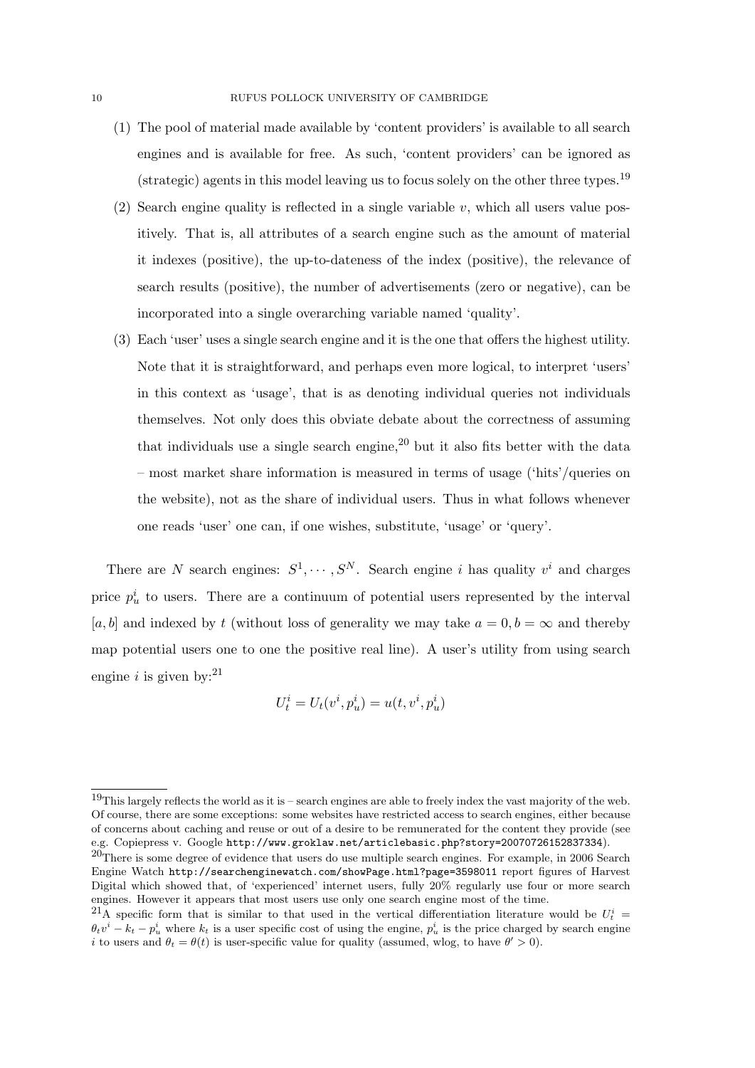(1) The pool of material made available by 'content providers' is available to all search engines and is available for free. As such, 'content providers' can be ignored as (strategic) agents in this model leaving us to focus solely on the other three types.[19]

(2) Search engine quality is reflected in a single variable $v$, which all users value positively. That is, all attributes of a search engine such as the amount of material it indexes (positive), the up-to-dateness of the index (positive), the relevance of search results (positive), the number of advertisements (zero or negative), can be incorporated into a single overarching variable named 'quality'.

(3) Each 'user' uses a single search engine and it is the one that offers the highest utility. Note that it is straightforward, and perhaps even more logical, to interpret 'users' in this context as 'usage', that is as denoting individual queries not individuals themselves. Not only does this obviate debate about the correctness of assuming that individuals use a single search engine,[20] but it also fits better with the data – most market share information is measured in terms of usage ('hits'/queries on the website), not as the share of individual users. Thus in what follows whenever one reads 'user' one can, if one wishes, substitute, 'usage' or 'query'.

There are $N$ search engines: $S^1, \cdots, S^N$. Search engine $i$ has quality $v^i$ and charges price $p_u^i$ to users. There are a continuum of potential users represented by the interval $[a, b]$ and indexed by $t$ (without loss of generality we may take $a = 0, b = \infty$ and thereby map potential users one to one the positive real line). A user's utility from using search engine $i$ is given by:[21]

$$U_t^i = U_t(v^i, p_u^i) = u(t, v^i, p_u^i)$$

[19]This largely reflects the world as it is – search engines are able to freely index the vast majority of the web. Of course, there are some exceptions: some websites have restricted access to search engines, either because of concerns about caching and reuse or out of a desire to be remunerated for the content they provide (see e.g. Copiepress v. Google `http://www.groklaw.net/articlebasic.php?story=20070726152837334`).

[20]There is some degree of evidence that users do use multiple search engines. For example, in 2006 Search Engine Watch `http://searchenginewatch.com/showPage.html?page=3598011` report figures of Harvest Digital which showed that, of 'experienced' internet users, fully 20% regularly use four or more search engines. However it appears that most users use only one search engine most of the time.

[21]A specific form that is similar to that used in the vertical differentiation literature would be $U_t^i = \theta_t v^i - k_t - p_u^i$ where $k_t$ is a user specific cost of using the engine, $p_u^i$ is the price charged by search engine $i$ to users and $\theta_t = \theta(t)$ is user-specific value for quality (assumed, wlog, to have $\theta' > 0$).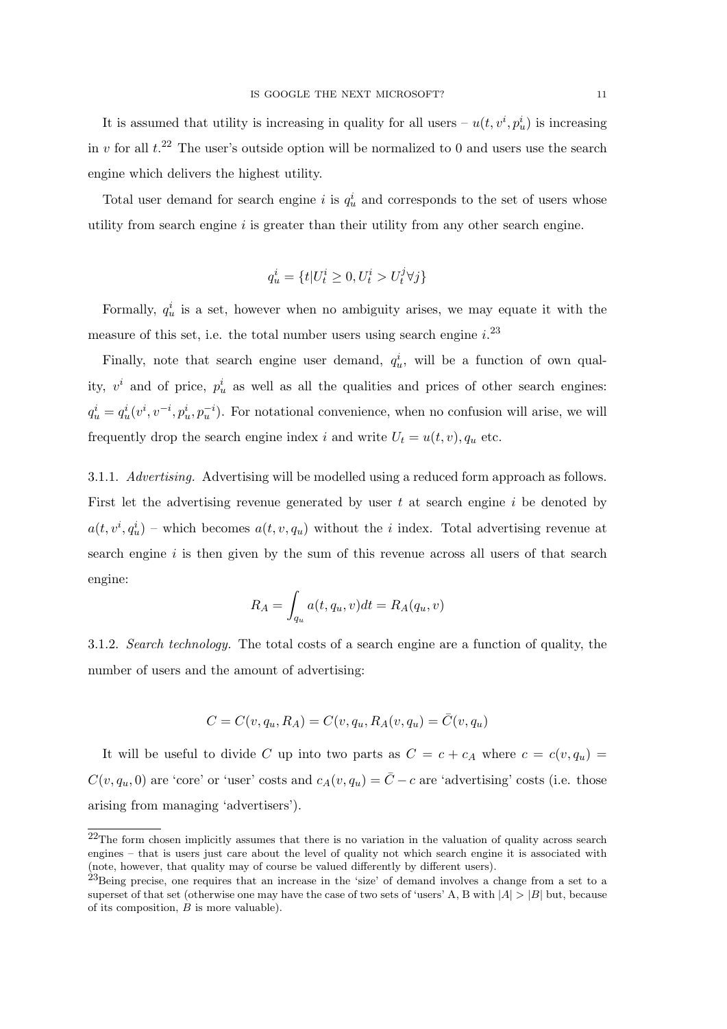It is assumed that utility is increasing in quality for all users – $u(t, v^i, p_u^i)$ is increasing in $v$ for all $t$.[22] The user's outside option will be normalized to 0 and users use the search engine which delivers the highest utility.

Total user demand for search engine $i$ is $q_u^i$ and corresponds to the set of users whose utility from search engine $i$ is greater than their utility from any other search engine.

$$q_u^i = \{t | U_t^i \geq 0, U_t^i > U_t^j \forall j\}$$

Formally, $q_u^i$ is a set, however when no ambiguity arises, we may equate it with the measure of this set, i.e. the total number users using search engine $i$.[23]

Finally, note that search engine user demand, $q_u^i$, will be a function of own quality, $v^i$ and of price, $p_u^i$ as well as all the qualities and prices of other search engines: $q_u^i = q_u^i(v^i, v^{-i}, p_u^i, p_u^{-i})$. For notational convenience, when no confusion will arise, we will frequently drop the search engine index $i$ and write $U_t = u(t, v), q_u$ etc.

3.1.1. *Advertising.* Advertising will be modelled using a reduced form approach as follows. First let the advertising revenue generated by user $t$ at search engine $i$ be denoted by $a(t, v^i, q_u^i)$ – which becomes $a(t, v, q_u)$ without the $i$ index. Total advertising revenue at search engine $i$ is then given by the sum of this revenue across all users of that search engine:

$$R_A = \int_{q_u} a(t, q_u, v) dt = R_A(q_u, v)$$

3.1.2. *Search technology.* The total costs of a search engine are a function of quality, the number of users and the amount of advertising:

$$C = C(v, q_u, R_A) = C(v, q_u, R_A(v, q_u)) = \bar{C}(v, q_u)$$

It will be useful to divide $C$ up into two parts as $C = c + c_A$ where $c = c(v, q_u) = C(v, q_u, 0)$ are 'core' or 'user' costs and $c_A(v, q_u) = \bar{C} - c$ are 'advertising' costs (i.e. those arising from managing 'advertisers').

[22]The form chosen implicitly assumes that there is no variation in the valuation of quality across search engines – that is users just care about the level of quality not which search engine it is associated with (note, however, that quality may of course be valued differently by different users).

[23]Being precise, one requires that an increase in the 'size' of demand involves a change from a set to a superset of that set (otherwise one may have the case of two sets of 'users' A, B with $|A| > |B|$ but, because of its composition, $B$ is more valuable).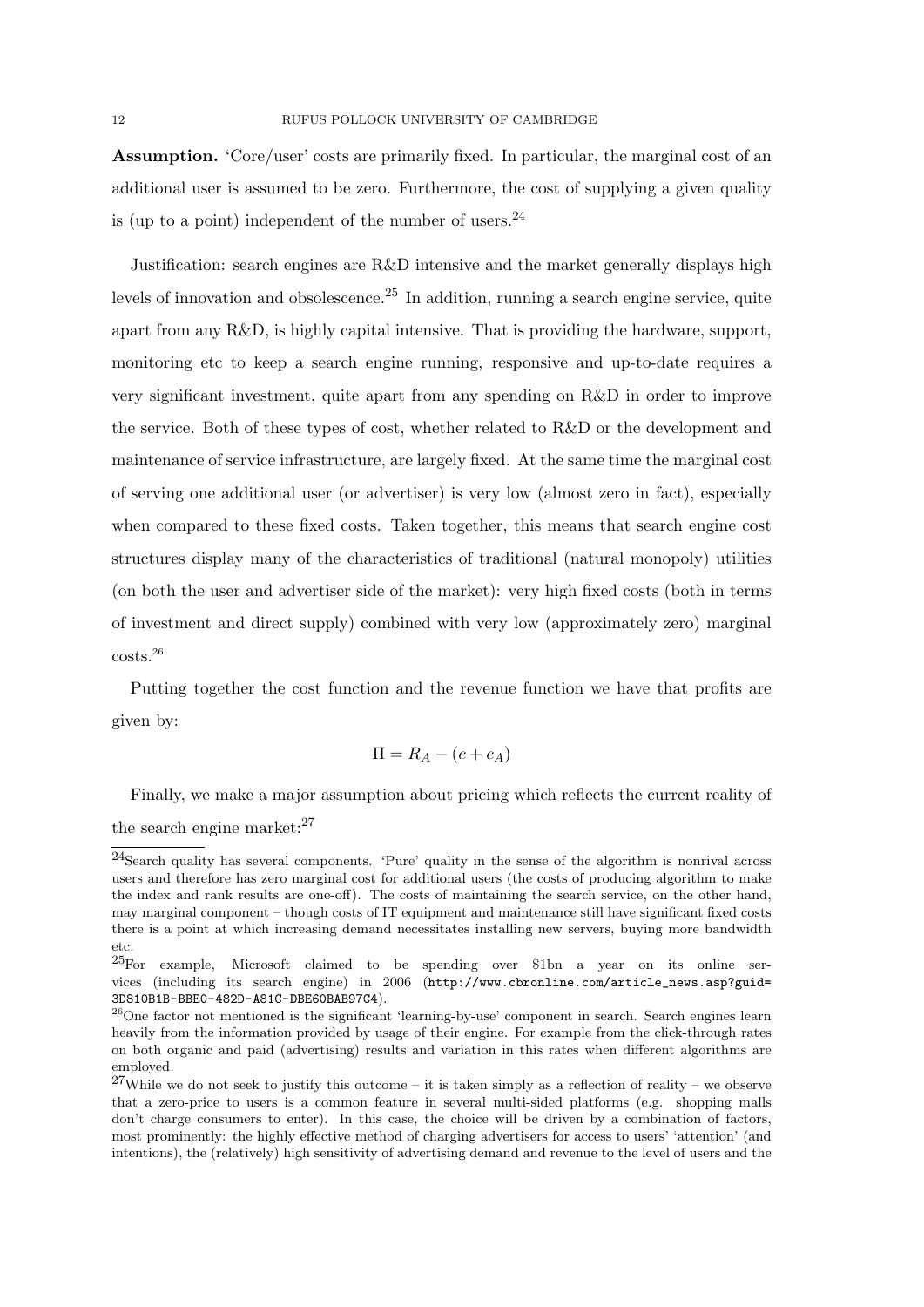**Assumption.** 'Core/user' costs are primarily fixed. In particular, the marginal cost of an additional user is assumed to be zero. Furthermore, the cost of supplying a given quality is (up to a point) independent of the number of users.[24]

Justification: search engines are R&D intensive and the market generally displays high levels of innovation and obsolescence.[25] In addition, running a search engine service, quite apart from any R&D, is highly capital intensive. That is providing the hardware, support, monitoring etc to keep a search engine running, responsive and up-to-date requires a very significant investment, quite apart from any spending on R&D in order to improve the service. Both of these types of cost, whether related to R&D or the development and maintenance of service infrastructure, are largely fixed. At the same time the marginal cost of serving one additional user (or advertiser) is very low (almost zero in fact), especially when compared to these fixed costs. Taken together, this means that search engine cost structures display many of the characteristics of traditional (natural monopoly) utilities (on both the user and advertiser side of the market): very high fixed costs (both in terms of investment and direct supply) combined with very low (approximately zero) marginal costs.[26]

Putting together the cost function and the revenue function we have that profits are given by:

$$\Pi = R_A - (c + c_A)$$

Finally, we make a major assumption about pricing which reflects the current reality of the search engine market:[27]

---

[24] Search quality has several components. 'Pure' quality in the sense of the algorithm is nonrival across users and therefore has zero marginal cost for additional users (the costs of producing algorithm to make the index and rank results are one-off). The costs of maintaining the search service, on the other hand, may marginal component – though costs of IT equipment and maintenance still have significant fixed costs there is a point at which increasing demand necessitates installing new servers, buying more bandwidth etc.

[25] For example, Microsoft claimed to be spending over \$1bn a year on its online services (including its search engine) in 2006 (http://www.cbronline.com/article_news.asp?guid=3D810B1B-BBE0-482D-A81C-DBE60BAB97C4).

[26] One factor not mentioned is the significant 'learning-by-use' component in search. Search engines learn heavily from the information provided by usage of their engine. For example from the click-through rates on both organic and paid (advertising) results and variation in this rates when different algorithms are employed.

[27] While we do not seek to justify this outcome – it is taken simply as a reflection of reality – we observe that a zero-price to users is a common feature in several multi-sided platforms (e.g. shopping malls don't charge consumers to enter). In this case, the choice will be driven by a combination of factors, most prominently: the highly effective method of charging advertisers for access to users' 'attention' (and intentions), the (relatively) high sensitivity of advertising demand and revenue to the level of users and the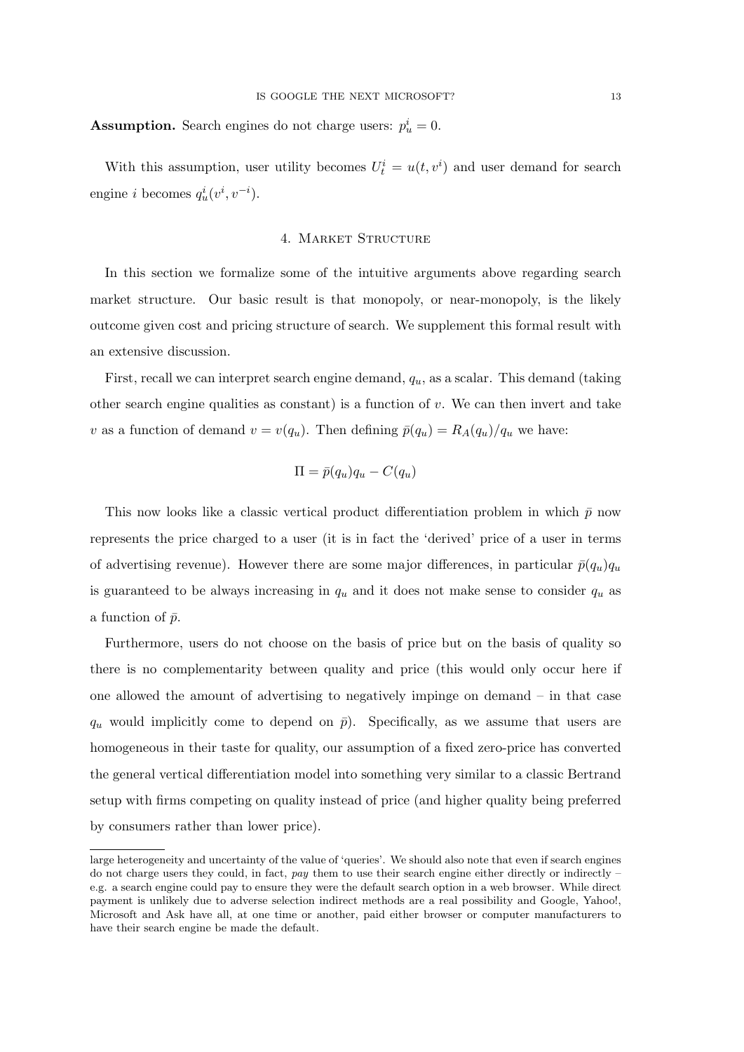**Assumption.** Search engines do not charge users: $p_u^i = 0$.

With this assumption, user utility becomes $U_t^i = u(t, v^i)$ and user demand for search engine $i$ becomes $q_u^i(v^i, v^{-i})$.

## 4. Market Structure

In this section we formalize some of the intuitive arguments above regarding search market structure. Our basic result is that monopoly, or near-monopoly, is the likely outcome given cost and pricing structure of search. We supplement this formal result with an extensive discussion.

First, recall we can interpret search engine demand, $q_u$, as a scalar. This demand (taking other search engine qualities as constant) is a function of $v$. We can then invert and take $v$ as a function of demand $v = v(q_u)$. Then defining $\bar{p}(q_u) = R_A(q_u)/q_u$ we have:

$$\Pi = \bar{p}(q_u)q_u - C(q_u)$$

This now looks like a classic vertical product differentiation problem in which $\bar{p}$ now represents the price charged to a user (it is in fact the 'derived' price of a user in terms of advertising revenue). However there are some major differences, in particular $\bar{p}(q_u)q_u$ is guaranteed to be always increasing in $q_u$ and it does not make sense to consider $q_u$ as a function of $\bar{p}$.

Furthermore, users do not choose on the basis of price but on the basis of quality so there is no complementarity between quality and price (this would only occur here if one allowed the amount of advertising to negatively impinge on demand – in that case $q_u$ would implicitly come to depend on $\bar{p}$). Specifically, as we assume that users are homogeneous in their taste for quality, our assumption of a fixed zero-price has converted the general vertical differentiation model into something very similar to a classic Bertrand setup with firms competing on quality instead of price (and higher quality being preferred by consumers rather than lower price).

large heterogeneity and uncertainty of the value of 'queries'. We should also note that even if search engines do not charge users they could, in fact, *pay* them to use their search engine either directly or indirectly – e.g. a search engine could pay to ensure they were the default search option in a web browser. While direct payment is unlikely due to adverse selection indirect methods are a real possibility and Google, Yahoo!, Microsoft and Ask have all, at one time or another, paid either browser or computer manufacturers to have their search engine be made the default.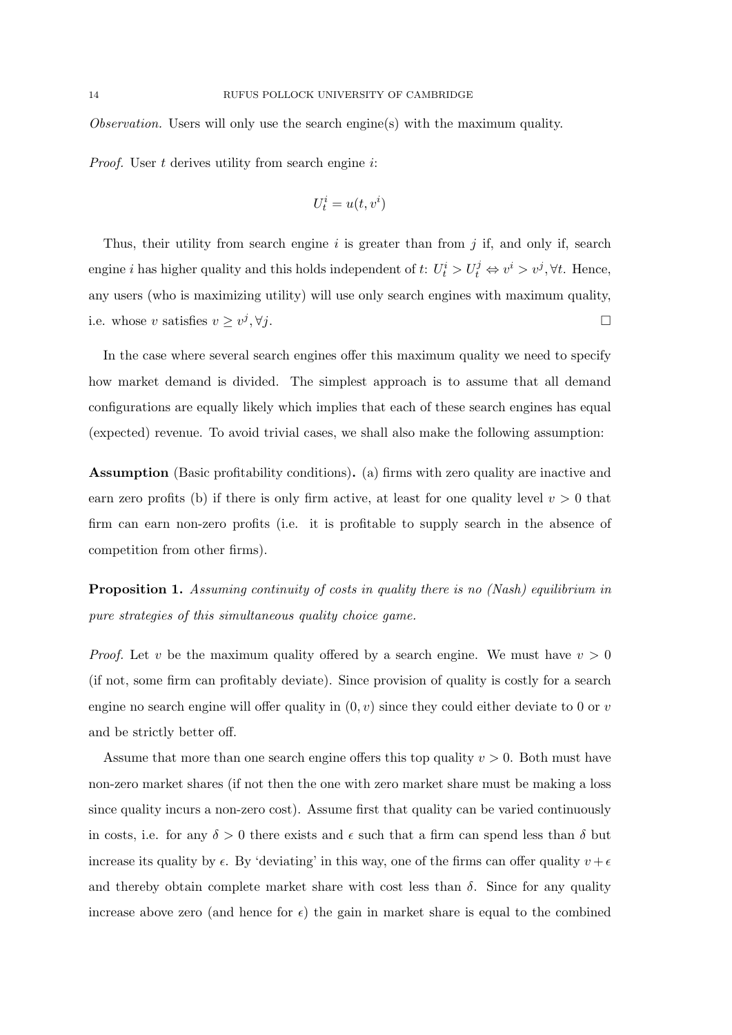*Observation.* Users will only use the search engine(s) with the maximum quality.

*Proof.* User $t$ derives utility from search engine $i$:

$$U_t^i = u(t, v^i)$$

Thus, their utility from search engine $i$ is greater than from $j$ if, and only if, search engine $i$ has higher quality and this holds independent of $t$: $U_t^i > U_t^j \Leftrightarrow v^i > v^j, \forall t$. Hence, any users (who is maximizing utility) will use only search engines with maximum quality, i.e. whose $v$ satisfies $v \geq v^j, \forall j$. □

In the case where several search engines offer this maximum quality we need to specify how market demand is divided. The simplest approach is to assume that all demand configurations are equally likely which implies that each of these search engines has equal (expected) revenue. To avoid trivial cases, we shall also make the following assumption:

**Assumption** (Basic profitability conditions)**.** (a) firms with zero quality are inactive and earn zero profits (b) if there is only firm active, at least for one quality level $v > 0$ that firm can earn non-zero profits (i.e. it is profitable to supply search in the absence of competition from other firms).

**Proposition 1.** *Assuming continuity of costs in quality there is no (Nash) equilibrium in pure strategies of this simultaneous quality choice game.*

*Proof.* Let $v$ be the maximum quality offered by a search engine. We must have $v > 0$ (if not, some firm can profitably deviate). Since provision of quality is costly for a search engine no search engine will offer quality in $(0, v)$ since they could either deviate to 0 or $v$ and be strictly better off.

Assume that more than one search engine offers this top quality $v > 0$. Both must have non-zero market shares (if not then the one with zero market share must be making a loss since quality incurs a non-zero cost). Assume first that quality can be varied continuously in costs, i.e. for any $\delta > 0$ there exists and $\epsilon$ such that a firm can spend less than $\delta$ but increase its quality by $\epsilon$. By 'deviating' in this way, one of the firms can offer quality $v + \epsilon$ and thereby obtain complete market share with cost less than $\delta$. Since for any quality increase above zero (and hence for $\epsilon$) the gain in market share is equal to the combined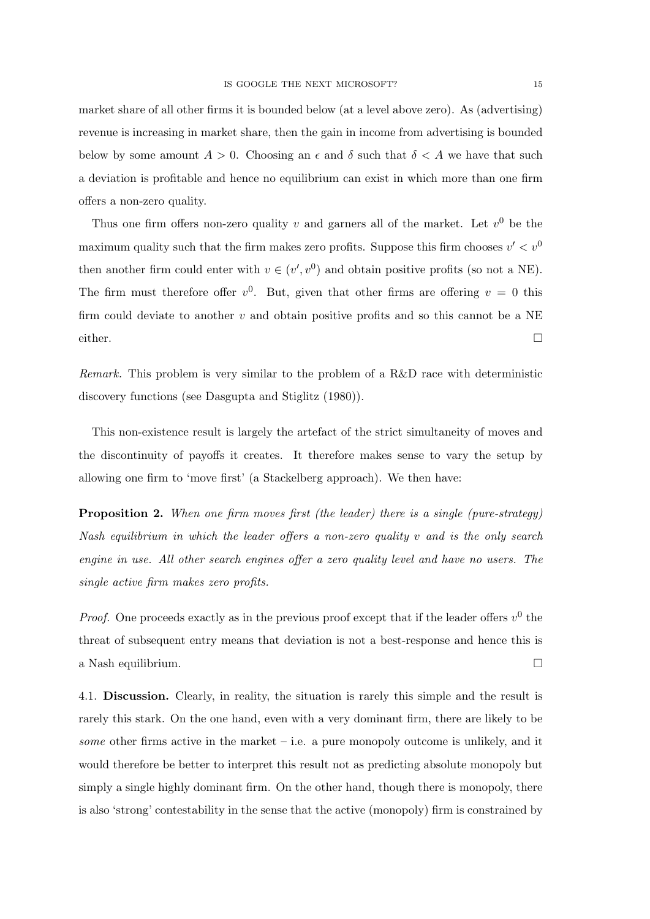market share of all other firms it is bounded below (at a level above zero). As (advertising) revenue is increasing in market share, then the gain in income from advertising is bounded below by some amount $A > 0$. Choosing an $\epsilon$ and $\delta$ such that $\delta < A$ we have that such a deviation is profitable and hence no equilibrium can exist in which more than one firm offers a non-zero quality.

Thus one firm offers non-zero quality $v$ and garners all of the market. Let $v^0$ be the maximum quality such that the firm makes zero profits. Suppose this firm chooses $v' < v^0$ then another firm could enter with $v \in (v', v^0)$ and obtain positive profits (so not a NE). The firm must therefore offer $v^0$. But, given that other firms are offering $v = 0$ this firm could deviate to another $v$ and obtain positive profits and so this cannot be a NE either. □

*Remark.* This problem is very similar to the problem of a R&D race with deterministic discovery functions (see Dasgupta and Stiglitz (1980)).

This non-existence result is largely the artefact of the strict simultaneity of moves and the discontinuity of payoffs it creates. It therefore makes sense to vary the setup by allowing one firm to 'move first' (a Stackelberg approach). We then have:

**Proposition 2.** *When one firm moves first (the leader) there is a single (pure-strategy) Nash equilibrium in which the leader offers a non-zero quality $v$ and is the only search engine in use. All other search engines offer a zero quality level and have no users. The single active firm makes zero profits.*

*Proof.* One proceeds exactly as in the previous proof except that if the leader offers $v^0$ the threat of subsequent entry means that deviation is not a best-response and hence this is a Nash equilibrium. □

4.1. **Discussion.** Clearly, in reality, the situation is rarely this simple and the result is rarely this stark. On the one hand, even with a very dominant firm, there are likely to be *some* other firms active in the market – i.e. a pure monopoly outcome is unlikely, and it would therefore be better to interpret this result not as predicting absolute monopoly but simply a single highly dominant firm. On the other hand, though there is monopoly, there is also 'strong' contestability in the sense that the active (monopoly) firm is constrained by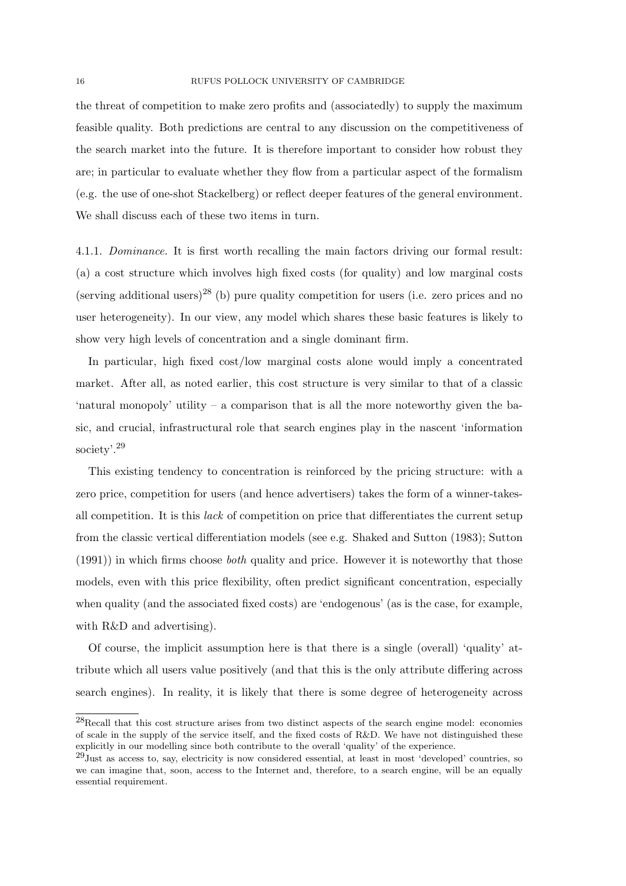the threat of competition to make zero profits and (associatedly) to supply the maximum feasible quality. Both predictions are central to any discussion on the competitiveness of the search market into the future. It is therefore important to consider how robust they are; in particular to evaluate whether they flow from a particular aspect of the formalism (e.g. the use of one-shot Stackelberg) or reflect deeper features of the general environment. We shall discuss each of these two items in turn.

4.1.1. *Dominance.* It is first worth recalling the main factors driving our formal result: (a) a cost structure which involves high fixed costs (for quality) and low marginal costs (serving additional users)[28] (b) pure quality competition for users (i.e. zero prices and no user heterogeneity). In our view, any model which shares these basic features is likely to show very high levels of concentration and a single dominant firm.

In particular, high fixed cost/low marginal costs alone would imply a concentrated market. After all, as noted earlier, this cost structure is very similar to that of a classic 'natural monopoly' utility – a comparison that is all the more noteworthy given the basic, and crucial, infrastructural role that search engines play in the nascent 'information society'.[29]

This existing tendency to concentration is reinforced by the pricing structure: with a zero price, competition for users (and hence advertisers) takes the form of a winner-takes-all competition. It is this *lack* of competition on price that differentiates the current setup from the classic vertical differentiation models (see e.g. Shaked and Sutton (1983); Sutton (1991)) in which firms choose *both* quality and price. However it is noteworthy that those models, even with this price flexibility, often predict significant concentration, especially when quality (and the associated fixed costs) are 'endogenous' (as is the case, for example, with R&D and advertising).

Of course, the implicit assumption here is that there is a single (overall) 'quality' attribute which all users value positively (and that this is the only attribute differing across search engines). In reality, it is likely that there is some degree of heterogeneity across

[28] Recall that this cost structure arises from two distinct aspects of the search engine model: economies of scale in the supply of the service itself, and the fixed costs of R&D. We have not distinguished these explicitly in our modelling since both contribute to the overall 'quality' of the experience.

[29] Just as access to, say, electricity is now considered essential, at least in most 'developed' countries, so we can imagine that, soon, access to the Internet and, therefore, to a search engine, will be an equally essential requirement.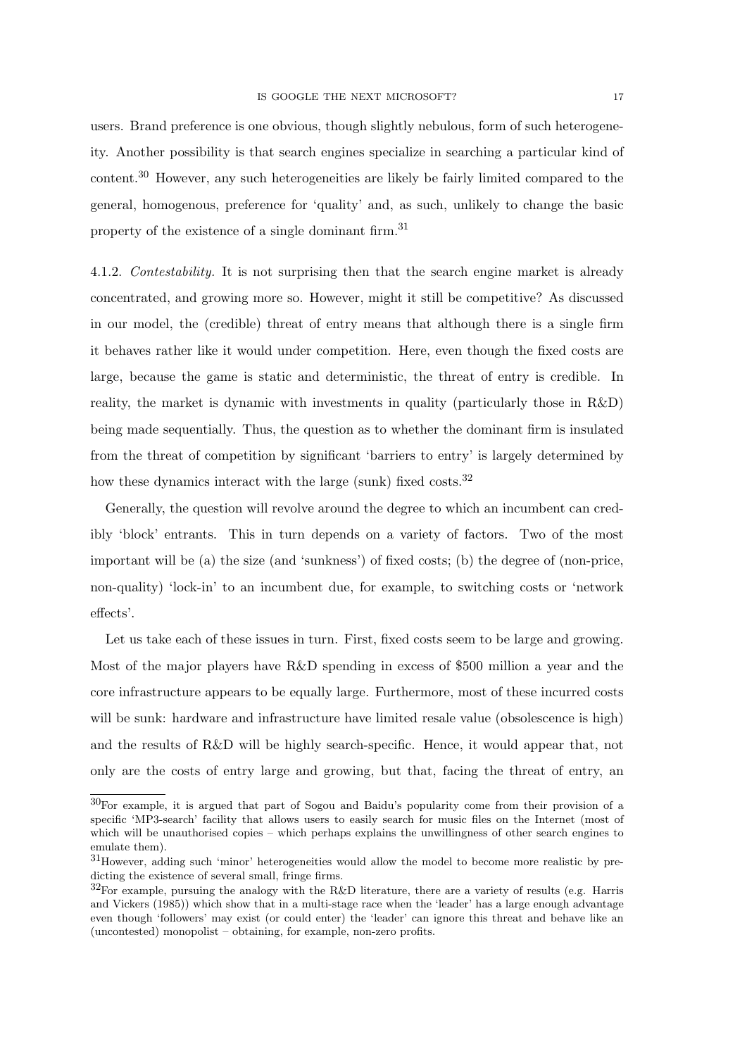users. Brand preference is one obvious, though slightly nebulous, form of such heterogeneity. Another possibility is that search engines specialize in searching a particular kind of content.[30] However, any such heterogeneities are likely be fairly limited compared to the general, homogenous, preference for 'quality' and, as such, unlikely to change the basic property of the existence of a single dominant firm.[31]

4.1.2. *Contestability.* It is not surprising then that the search engine market is already concentrated, and growing more so. However, might it still be competitive? As discussed in our model, the (credible) threat of entry means that although there is a single firm it behaves rather like it would under competition. Here, even though the fixed costs are large, because the game is static and deterministic, the threat of entry is credible. In reality, the market is dynamic with investments in quality (particularly those in R&D) being made sequentially. Thus, the question as to whether the dominant firm is insulated from the threat of competition by significant 'barriers to entry' is largely determined by how these dynamics interact with the large (sunk) fixed costs.[32]

Generally, the question will revolve around the degree to which an incumbent can credibly 'block' entrants. This in turn depends on a variety of factors. Two of the most important will be (a) the size (and 'sunkness') of fixed costs; (b) the degree of (non-price, non-quality) 'lock-in' to an incumbent due, for example, to switching costs or 'network effects'.

Let us take each of these issues in turn. First, fixed costs seem to be large and growing. Most of the major players have R&D spending in excess of $500 million a year and the core infrastructure appears to be equally large. Furthermore, most of these incurred costs will be sunk: hardware and infrastructure have limited resale value (obsolescence is high) and the results of R&D will be highly search-specific. Hence, it would appear that, not only are the costs of entry large and growing, but that, facing the threat of entry, an

[30] For example, it is argued that part of Sogou and Baidu's popularity come from their provision of a specific 'MP3-search' facility that allows users to easily search for music files on the Internet (most of which will be unauthorised copies – which perhaps explains the unwillingness of other search engines to emulate them).

[31] However, adding such 'minor' heterogeneities would allow the model to become more realistic by predicting the existence of several small, fringe firms.

[32] For example, pursuing the analogy with the R&D literature, there are a variety of results (e.g. Harris and Vickers (1985)) which show that in a multi-stage race when the 'leader' has a large enough advantage even though 'followers' may exist (or could enter) the 'leader' can ignore this threat and behave like an (uncontested) monopolist – obtaining, for example, non-zero profits.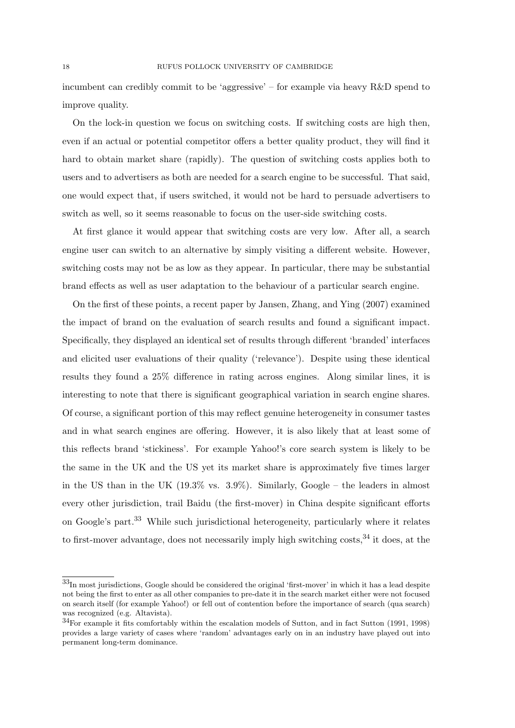incumbent can credibly commit to be 'aggressive' – for example via heavy R&D spend to improve quality.

On the lock-in question we focus on switching costs. If switching costs are high then, even if an actual or potential competitor offers a better quality product, they will find it hard to obtain market share (rapidly). The question of switching costs applies both to users and to advertisers as both are needed for a search engine to be successful. That said, one would expect that, if users switched, it would not be hard to persuade advertisers to switch as well, so it seems reasonable to focus on the user-side switching costs.

At first glance it would appear that switching costs are very low. After all, a search engine user can switch to an alternative by simply visiting a different website. However, switching costs may not be as low as they appear. In particular, there may be substantial brand effects as well as user adaptation to the behaviour of a particular search engine.

On the first of these points, a recent paper by Jansen, Zhang, and Ying (2007) examined the impact of brand on the evaluation of search results and found a significant impact. Specifically, they displayed an identical set of results through different 'branded' interfaces and elicited user evaluations of their quality ('relevance'). Despite using these identical results they found a 25% difference in rating across engines. Along similar lines, it is interesting to note that there is significant geographical variation in search engine shares. Of course, a significant portion of this may reflect genuine heterogeneity in consumer tastes and in what search engines are offering. However, it is also likely that at least some of this reflects brand 'stickiness'. For example Yahoo!'s core search system is likely to be the same in the UK and the US yet its market share is approximately five times larger in the US than in the UK (19.3% vs. 3.9%). Similarly, Google – the leaders in almost every other jurisdiction, trail Baidu (the first-mover) in China despite significant efforts on Google's part.[33] While such jurisdictional heterogeneity, particularly where it relates to first-mover advantage, does not necessarily imply high switching costs,[34] it does, at the

[33] In most jurisdictions, Google should be considered the original 'first-mover' in which it has a lead despite not being the first to enter as all other companies to pre-date it in the search market either were not focused on search itself (for example Yahoo!) or fell out of contention before the importance of search (qua search) was recognized (e.g. Altavista).

[34] For example it fits comfortably within the escalation models of Sutton, and in fact Sutton (1991, 1998) provides a large variety of cases where 'random' advantages early on in an industry have played out into permanent long-term dominance.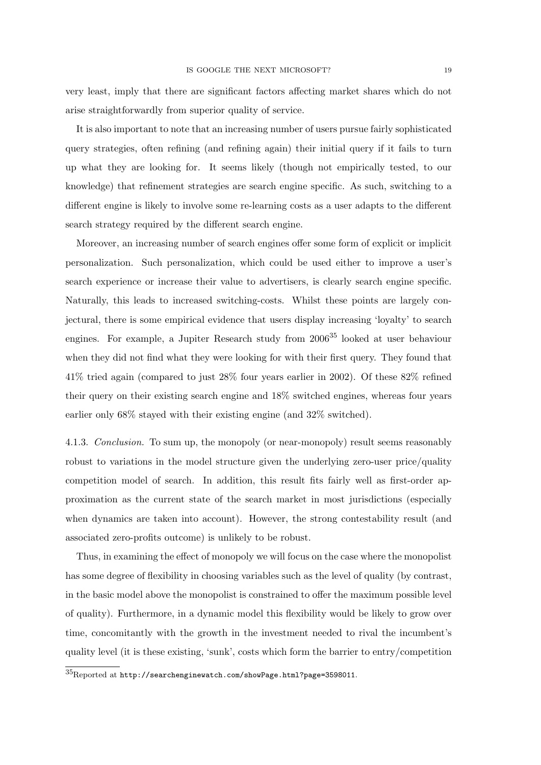very least, imply that there are significant factors affecting market shares which do not arise straightforwardly from superior quality of service.

It is also important to note that an increasing number of users pursue fairly sophisticated query strategies, often refining (and refining again) their initial query if it fails to turn up what they are looking for. It seems likely (though not empirically tested, to our knowledge) that refinement strategies are search engine specific. As such, switching to a different engine is likely to involve some re-learning costs as a user adapts to the different search strategy required by the different search engine.

Moreover, an increasing number of search engines offer some form of explicit or implicit personalization. Such personalization, which could be used either to improve a user's search experience or increase their value to advertisers, is clearly search engine specific. Naturally, this leads to increased switching-costs. Whilst these points are largely conjectural, there is some empirical evidence that users display increasing 'loyalty' to search engines. For example, a Jupiter Research study from 2006[35] looked at user behaviour when they did not find what they were looking for with their first query. They found that 41% tried again (compared to just 28% four years earlier in 2002). Of these 82% refined their query on their existing search engine and 18% switched engines, whereas four years earlier only 68% stayed with their existing engine (and 32% switched).

4.1.3. *Conclusion.* To sum up, the monopoly (or near-monopoly) result seems reasonably robust to variations in the model structure given the underlying zero-user price/quality competition model of search. In addition, this result fits fairly well as first-order approximation as the current state of the search market in most jurisdictions (especially when dynamics are taken into account). However, the strong contestability result (and associated zero-profits outcome) is unlikely to be robust.

Thus, in examining the effect of monopoly we will focus on the case where the monopolist has some degree of flexibility in choosing variables such as the level of quality (by contrast, in the basic model above the monopolist is constrained to offer the maximum possible level of quality). Furthermore, in a dynamic model this flexibility would be likely to grow over time, concomitantly with the growth in the investment needed to rival the incumbent's quality level (it is these existing, 'sunk', costs which form the barrier to entry/competition

[35] Reported at http://searchenginewatch.com/showPage.html?page=3598011.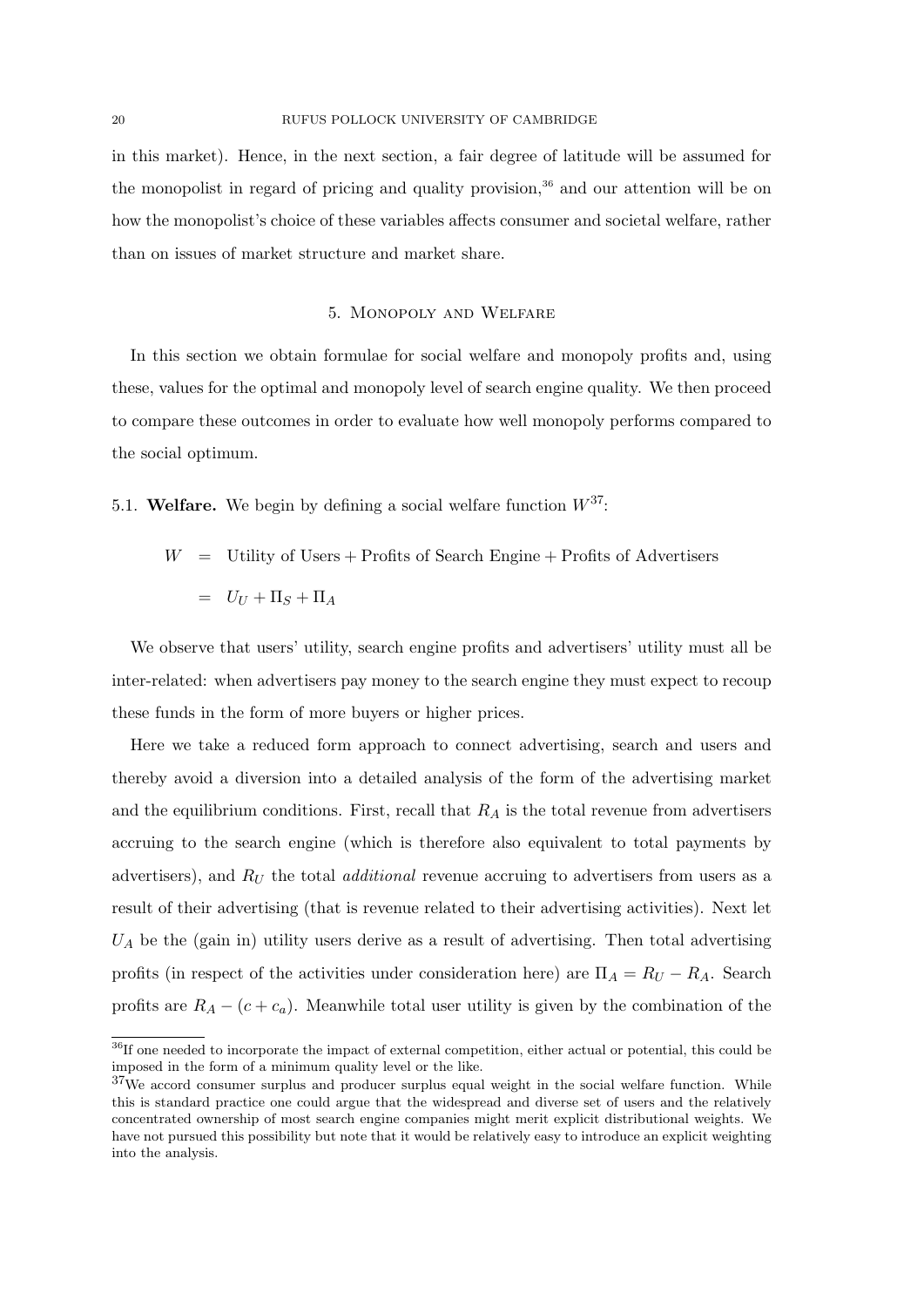in this market). Hence, in the next section, a fair degree of latitude will be assumed for the monopolist in regard of pricing and quality provision,[36] and our attention will be on how the monopolist's choice of these variables affects consumer and societal welfare, rather than on issues of market structure and market share.

## 5. Monopoly and Welfare

In this section we obtain formulae for social welfare and monopoly profits and, using these, values for the optimal and monopoly level of search engine quality. We then proceed to compare these outcomes in order to evaluate how well monopoly performs compared to the social optimum.

5.1. **Welfare.** We begin by defining a social welfare function $W$[37]:

$$
\begin{aligned}
W &= \text{Utility of Users} + \text{Profits of Search Engine} + \text{Profits of Advertisers} \\
&= U_U + \Pi_S + \Pi_A
\end{aligned}
$$

We observe that users' utility, search engine profits and advertisers' utility must all be inter-related: when advertisers pay money to the search engine they must expect to recoup these funds in the form of more buyers or higher prices.

Here we take a reduced form approach to connect advertising, search and users and thereby avoid a diversion into a detailed analysis of the form of the advertising market and the equilibrium conditions. First, recall that $R_A$ is the total revenue from advertisers accruing to the search engine (which is therefore also equivalent to total payments by advertisers), and $R_U$ the total *additional* revenue accruing to advertisers from users as a result of their advertising (that is revenue related to their advertising activities). Next let $U_A$ be the (gain in) utility users derive as a result of advertising. Then total advertising profits (in respect of the activities under consideration here) are $\Pi_A = R_U - R_A$. Search profits are $R_A - (c + c_a)$. Meanwhile total user utility is given by the combination of the

[36] If one needed to incorporate the impact of external competition, either actual or potential, this could be imposed in the form of a minimum quality level or the like.

[37] We accord consumer surplus and producer surplus equal weight in the social welfare function. While this is standard practice one could argue that the widespread and diverse set of users and the relatively concentrated ownership of most search engine companies might merit explicit distributional weights. We have not pursued this possibility but note that it would be relatively easy to introduce an explicit weighting into the analysis.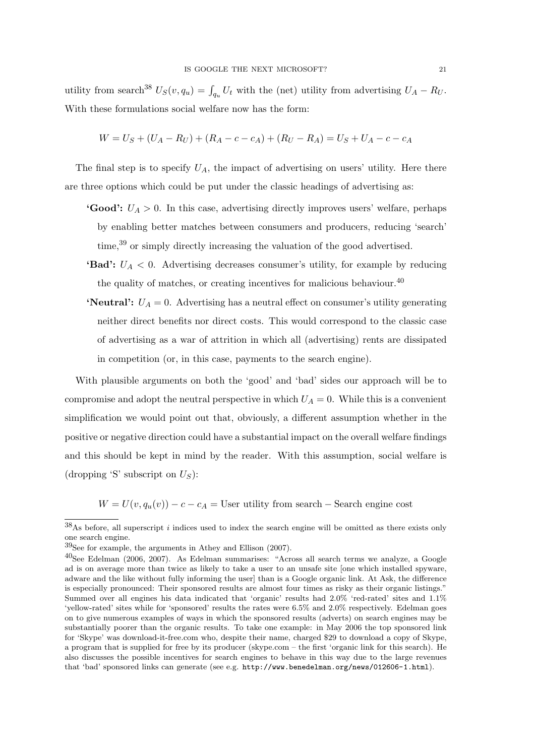utility from search[38] $U_S(v, q_u) = \int_{q_u} U_t$ with the (net) utility from advertising $U_A - R_U$. With these formulations social welfare now has the form:

$$W = U_S + (U_A - R_U) + (R_A - c - c_A) + (R_U - R_A) = U_S + U_A - c - c_A$$

The final step is to specify $U_A$, the impact of advertising on users' utility. Here there are three options which could be put under the classic headings of advertising as:

- **'Good':** $U_A > 0$. In this case, advertising directly improves users' welfare, perhaps by enabling better matches between consumers and producers, reducing 'search' time,[39] or simply directly increasing the valuation of the good advertised.
- **'Bad':** $U_A < 0$. Advertising decreases consumer's utility, for example by reducing the quality of matches, or creating incentives for malicious behaviour.[40]
- **'Neutral':** $U_A = 0$. Advertising has a neutral effect on consumer's utility generating neither direct benefits nor direct costs. This would correspond to the classic case of advertising as a war of attrition in which all (advertising) rents are dissipated in competition (or, in this case, payments to the search engine).

With plausible arguments on both the 'good' and 'bad' sides our approach will be to compromise and adopt the neutral perspective in which $U_A = 0$. While this is a convenient simplification we would point out that, obviously, a different assumption whether in the positive or negative direction could have a substantial impact on the overall welfare findings and this should be kept in mind by the reader. With this assumption, social welfare is (dropping 'S' subscript on $U_S$):

$$W = U(v, q_u(v)) - c - c_A = \text{User utility from search} - \text{Search engine cost}$$

---

[38] As before, all superscript $i$ indices used to index the search engine will be omitted as there exists only one search engine.

[39] See for example, the arguments in Athey and Ellison (2007).

[40] See Edelman (2006, 2007). As Edelman summarises: "Across all search terms we analyze, a Google ad is on average more than twice as likely to take a user to an unsafe site [one which installed spyware, adware and the like without fully informing the user] than is a Google organic link. At Ask, the difference is especially pronounced: Their sponsored results are almost four times as risky as their organic listings." Summed over all engines his data indicated that 'organic' results had 2.0% 'red-rated' sites and 1.1% 'yellow-rated' sites while for 'sponsored' results the rates were 6.5% and 2.0% respectively. Edelman goes on to give numerous examples of ways in which the sponsored results (adverts) on search engines may be substantially poorer than the organic results. To take one example: in May 2006 the top sponsored link for 'Skype' was download-it-free.com who, despite their name, charged $29 to download a copy of Skype, a program that is supplied for free by its producer (skype.com – the first 'organic link for this search). He also discusses the possible incentives for search engines to behave in this way due to the large revenues that 'bad' sponsored links can generate (see e.g. `http://www.benedelman.org/news/012606-1.html`).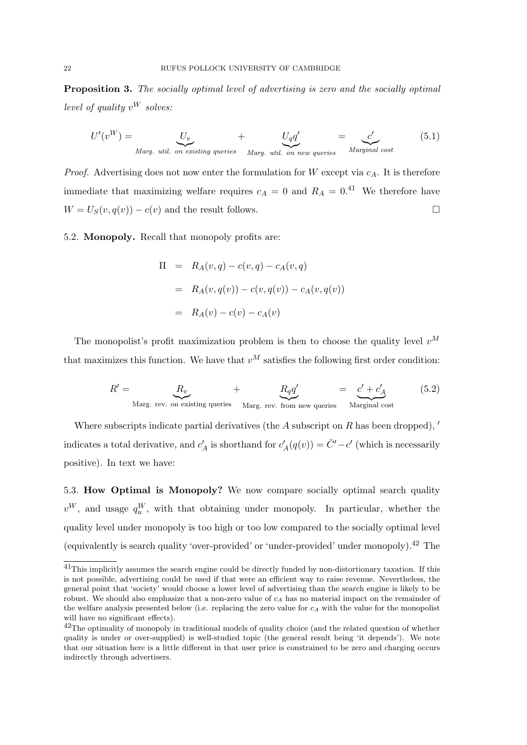**Proposition 3.** *The socially optimal level of advertising is zero and the socially optimal level of quality $v^W$ solves:*

$$U'(v^W) = \underbrace{U_v}_{\text{Marg. util. on existing queries}} + \underbrace{U_q q'}_{\text{Marg. util. on new queries}} = \underbrace{c'}_{\text{Marginal cost}} \tag{5.1}$$

*Proof.* Advertising does not now enter the formulation for $W$ except via $c_A$. It is therefore immediate that maximizing welfare requires $c_A = 0$ and $R_A = 0$.[41] We therefore have $W = U_S(v, q(v)) - c(v)$ and the result follows. □

5.2. **Monopoly.** Recall that monopoly profits are:

$$\begin{aligned}
\Pi &= R_A(v,q) - c(v,q) - c_A(v,q) \\
&= R_A(v,q(v)) - c(v,q(v)) - c_A(v,q(v)) \\
&= R_A(v) - c(v) - c_A(v)
\end{aligned}$$

The monopolist's profit maximization problem is then to choose the quality level $v^M$ that maximizes this function. We have that $v^M$ satisfies the following first order condition:

$$R' = \underbrace{R_v}_{\text{Marg. rev. on existing queries}} + \underbrace{R_q q'}_{\text{Marg. rev. from new queries}} = \underbrace{c' + c_A'}_{\text{Marginal cost}} \tag{5.2}$$

Where subscripts indicate partial derivatives (the $A$ subscript on $R$ has been dropped), $'$ indicates a total derivative, and $c_A'$ is shorthand for $c_A'(q(v)) = \bar{C}' - c'$ (which is necessarily positive). In text we have:

5.3. **How Optimal is Monopoly?** We now compare socially optimal search quality $v^W$, and usage $q_u^W$, with that obtaining under monopoly. In particular, whether the quality level under monopoly is too high or too low compared to the socially optimal level (equivalently is search quality 'over-provided' or 'under-provided' under monopoly).[42] The

[41] This implicitly assumes the search engine could be directly funded by non-distortionary taxation. If this is not possible, advertising could be used if that were an efficient way to raise revenue. Nevertheless, the general point that 'society' would choose a lower level of advertising than the search engine is likely to be robust. We should also emphasize that a non-zero value of $c_A$ has no material impact on the remainder of the welfare analysis presented below (i.e. replacing the zero value for $c_A$ with the value for the monopolist will have no significant effects).

[42] The optimality of monopoly in traditional models of quality choice (and the related question of whether quality is under or over-supplied) is well-studied topic (the general result being 'it depends'). We note that our situation here is a little different in that user price is constrained to be zero and charging occurs indirectly through advertisers.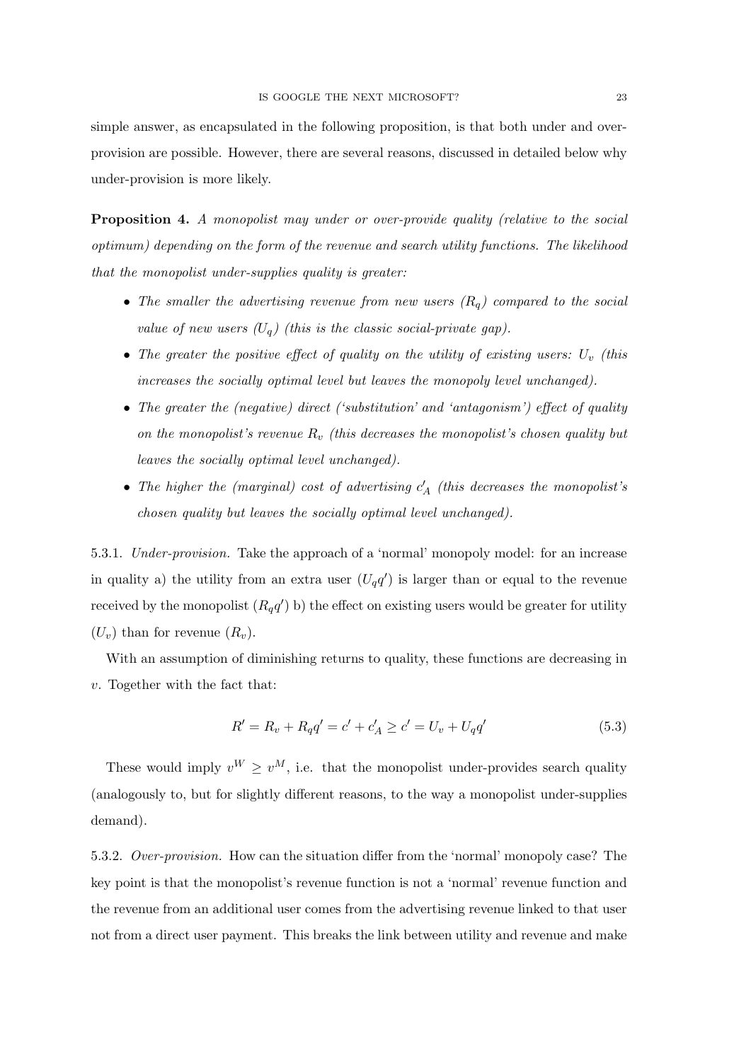simple answer, as encapsulated in the following proposition, is that both under and over-provision are possible. However, there are several reasons, discussed in detailed below why under-provision is more likely.

**Proposition 4.** *A monopolist may under or over-provide quality (relative to the social optimum) depending on the form of the revenue and search utility functions. The likelihood that the monopolist under-supplies quality is greater:*

- *The smaller the advertising revenue from new users ($R_q$) compared to the social value of new users ($U_q$) (this is the classic social-private gap).*
- *The greater the positive effect of quality on the utility of existing users: $U_v$ (this increases the socially optimal level but leaves the monopoly level unchanged).*
- *The greater the (negative) direct ('substitution' and 'antagonism') effect of quality on the monopolist's revenue $R_v$ (this decreases the monopolist's chosen quality but leaves the socially optimal level unchanged).*
- *The higher the (marginal) cost of advertising $c'_A$ (this decreases the monopolist's chosen quality but leaves the socially optimal level unchanged).*

5.3.1. *Under-provision.* Take the approach of a 'normal' monopoly model: for an increase in quality a) the utility from an extra user ($U_q q'$) is larger than or equal to the revenue received by the monopolist ($R_q q'$) b) the effect on existing users would be greater for utility ($U_v$) than for revenue ($R_v$).

With an assumption of diminishing returns to quality, these functions are decreasing in $v$. Together with the fact that:

$$R' = R_v + R_q q' = c' + c'_A \geq c' = U_v + U_q q' \tag{5.3}$$

These would imply $v^W \geq v^M$, i.e. that the monopolist under-provides search quality (analogously to, but for slightly different reasons, to the way a monopolist under-supplies demand).

5.3.2. *Over-provision.* How can the situation differ from the 'normal' monopoly case? The key point is that the monopolist's revenue function is not a 'normal' revenue function and the revenue from an additional user comes from the advertising revenue linked to that user not from a direct user payment. This breaks the link between utility and revenue and make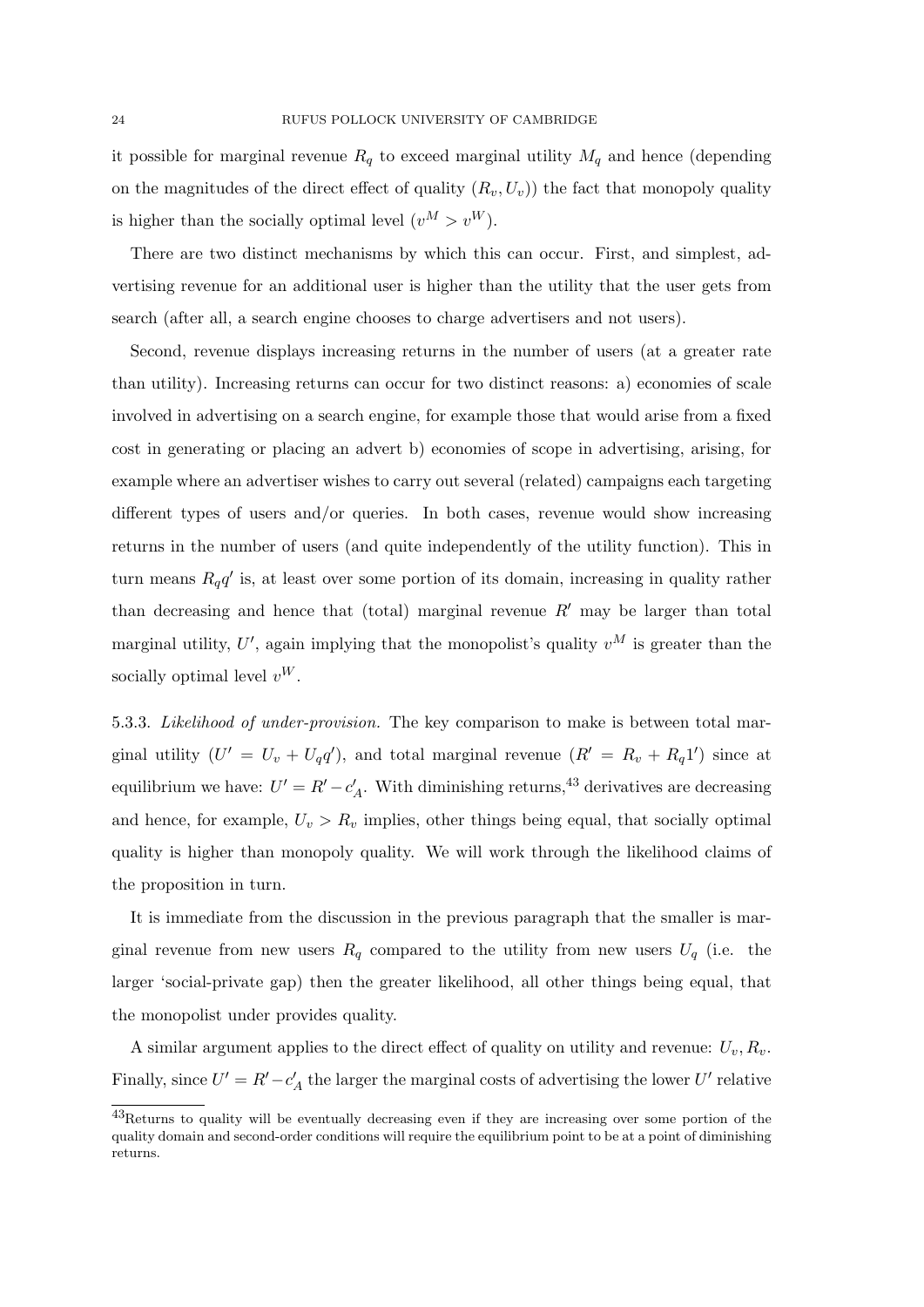it possible for marginal revenue $R_q$ to exceed marginal utility $M_q$ and hence (depending on the magnitudes of the direct effect of quality $(R_v, U_v)$) the fact that monopoly quality is higher than the socially optimal level ($v^M > v^W$).

There are two distinct mechanisms by which this can occur. First, and simplest, advertising revenue for an additional user is higher than the utility that the user gets from search (after all, a search engine chooses to charge advertisers and not users).

Second, revenue displays increasing returns in the number of users (at a greater rate than utility). Increasing returns can occur for two distinct reasons: a) economies of scale involved in advertising on a search engine, for example those that would arise from a fixed cost in generating or placing an advert b) economies of scope in advertising, arising, for example where an advertiser wishes to carry out several (related) campaigns each targeting different types of users and/or queries. In both cases, revenue would show increasing returns in the number of users (and quite independently of the utility function). This in turn means $R_q q'$ is, at least over some portion of its domain, increasing in quality rather than decreasing and hence that (total) marginal revenue $R'$ may be larger than total marginal utility, $U'$, again implying that the monopolist's quality $v^M$ is greater than the socially optimal level $v^W$.

5.3.3. *Likelihood of under-provision.* The key comparison to make is between total marginal utility ($U' = U_v + U_q q'$), and total marginal revenue ($R' = R_v + R_q 1'$) since at equilibrium we have: $U' = R' - c'_A$. With diminishing returns,[43] derivatives are decreasing and hence, for example, $U_v > R_v$ implies, other things being equal, that socially optimal quality is higher than monopoly quality. We will work through the likelihood claims of the proposition in turn.

It is immediate from the discussion in the previous paragraph that the smaller is marginal revenue from new users $R_q$ compared to the utility from new users $U_q$ (i.e. the larger 'social-private gap) then the greater likelihood, all other things being equal, that the monopolist under provides quality.

A similar argument applies to the direct effect of quality on utility and revenue: $U_v, R_v$. Finally, since $U' = R' - c'_A$ the larger the marginal costs of advertising the lower $U'$ relative

[43]Returns to quality will be eventually decreasing even if they are increasing over some portion of the quality domain and second-order conditions will require the equilibrium point to be at a point of diminishing returns.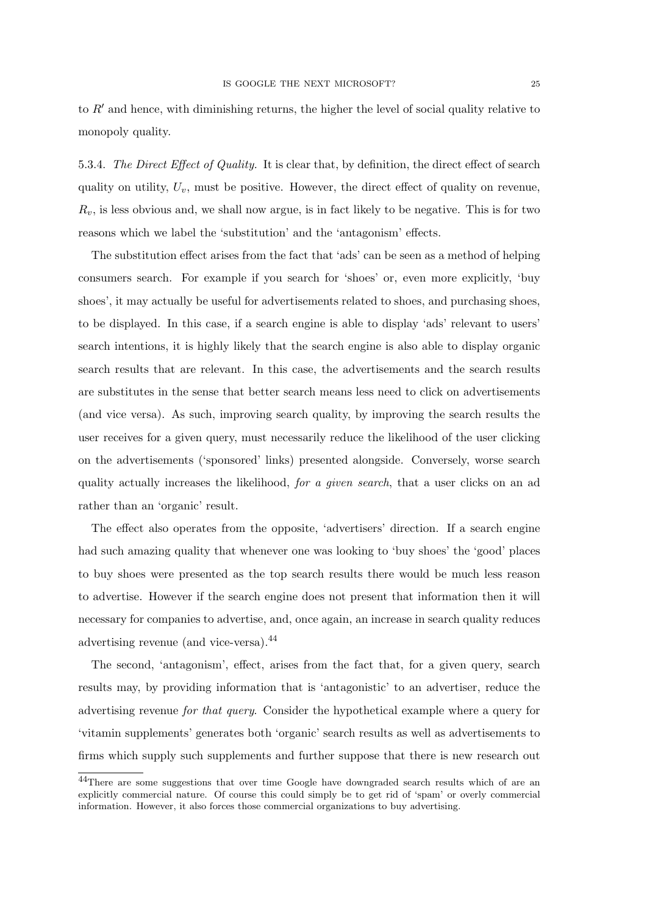to $R'$ and hence, with diminishing returns, the higher the level of social quality relative to monopoly quality.

5.3.4. *The Direct Effect of Quality*. It is clear that, by definition, the direct effect of search quality on utility, $U_v$, must be positive. However, the direct effect of quality on revenue, $R_v$, is less obvious and, we shall now argue, is in fact likely to be negative. This is for two reasons which we label the 'substitution' and the 'antagonism' effects.

The substitution effect arises from the fact that 'ads' can be seen as a method of helping consumers search. For example if you search for 'shoes' or, even more explicitly, 'buy shoes', it may actually be useful for advertisements related to shoes, and purchasing shoes, to be displayed. In this case, if a search engine is able to display 'ads' relevant to users' search intentions, it is highly likely that the search engine is also able to display organic search results that are relevant. In this case, the advertisements and the search results are substitutes in the sense that better search means less need to click on advertisements (and vice versa). As such, improving search quality, by improving the search results the user receives for a given query, must necessarily reduce the likelihood of the user clicking on the advertisements ('sponsored' links) presented alongside. Conversely, worse search quality actually increases the likelihood, *for a given search*, that a user clicks on an ad rather than an 'organic' result.

The effect also operates from the opposite, 'advertisers' direction. If a search engine had such amazing quality that whenever one was looking to 'buy shoes' the 'good' places to buy shoes were presented as the top search results there would be much less reason to advertise. However if the search engine does not present that information then it will necessary for companies to advertise, and, once again, an increase in search quality reduces advertising revenue (and vice-versa).[44]

The second, 'antagonism', effect, arises from the fact that, for a given query, search results may, by providing information that is 'antagonistic' to an advertiser, reduce the advertising revenue *for that query*. Consider the hypothetical example where a query for 'vitamin supplements' generates both 'organic' search results as well as advertisements to firms which supply such supplements and further suppose that there is new research out

[44]There are some suggestions that over time Google have downgraded search results which of are an explicitly commercial nature. Of course this could simply be to get rid of 'spam' or overly commercial information. However, it also forces those commercial organizations to buy advertising.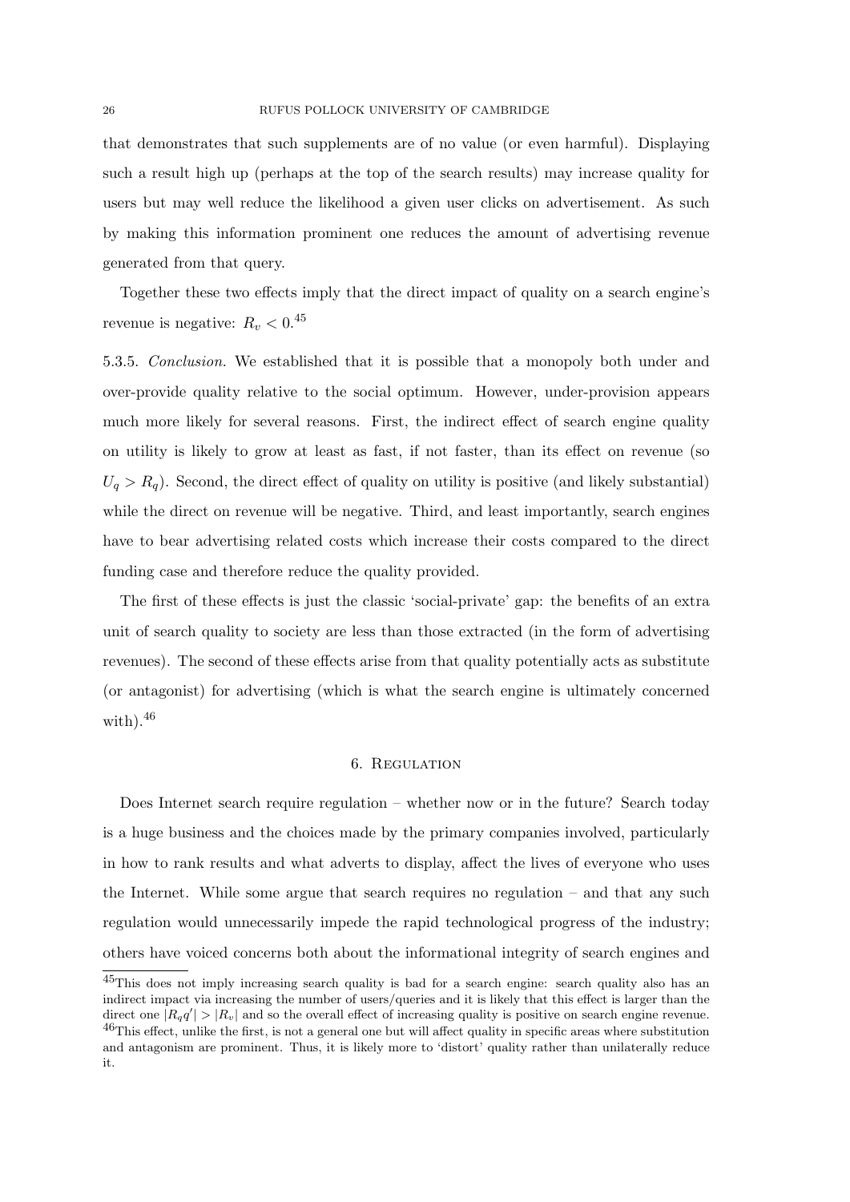that demonstrates that such supplements are of no value (or even harmful). Displaying such a result high up (perhaps at the top of the search results) may increase quality for users but may well reduce the likelihood a given user clicks on advertisement. As such by making this information prominent one reduces the amount of advertising revenue generated from that query.

Together these two effects imply that the direct impact of quality on a search engine's revenue is negative: $R_v < 0$.[45]

5.3.5. *Conclusion.* We established that it is possible that a monopoly both under and over-provide quality relative to the social optimum. However, under-provision appears much more likely for several reasons. First, the indirect effect of search engine quality on utility is likely to grow at least as fast, if not faster, than its effect on revenue (so $U_q > R_q$). Second, the direct effect of quality on utility is positive (and likely substantial) while the direct on revenue will be negative. Third, and least importantly, search engines have to bear advertising related costs which increase their costs compared to the direct funding case and therefore reduce the quality provided.

The first of these effects is just the classic 'social-private' gap: the benefits of an extra unit of search quality to society are less than those extracted (in the form of advertising revenues). The second of these effects arise from that quality potentially acts as substitute (or antagonist) for advertising (which is what the search engine is ultimately concerned with).[46]

## 6. Regulation

Does Internet search require regulation – whether now or in the future? Search today is a huge business and the choices made by the primary companies involved, particularly in how to rank results and what adverts to display, affect the lives of everyone who uses the Internet. While some argue that search requires no regulation – and that any such regulation would unnecessarily impede the rapid technological progress of the industry; others have voiced concerns both about the informational integrity of search engines and

---

[45]This does not imply increasing search quality is bad for a search engine: search quality also has an indirect impact via increasing the number of users/queries and it is likely that this effect is larger than the direct one $|R_q q'| > |R_v|$ and so the overall effect of increasing quality is positive on search engine revenue.

[46]This effect, unlike the first, is not a general one but will affect quality in specific areas where substitution and antagonism are prominent. Thus, it is likely more to 'distort' quality rather than unilaterally reduce it.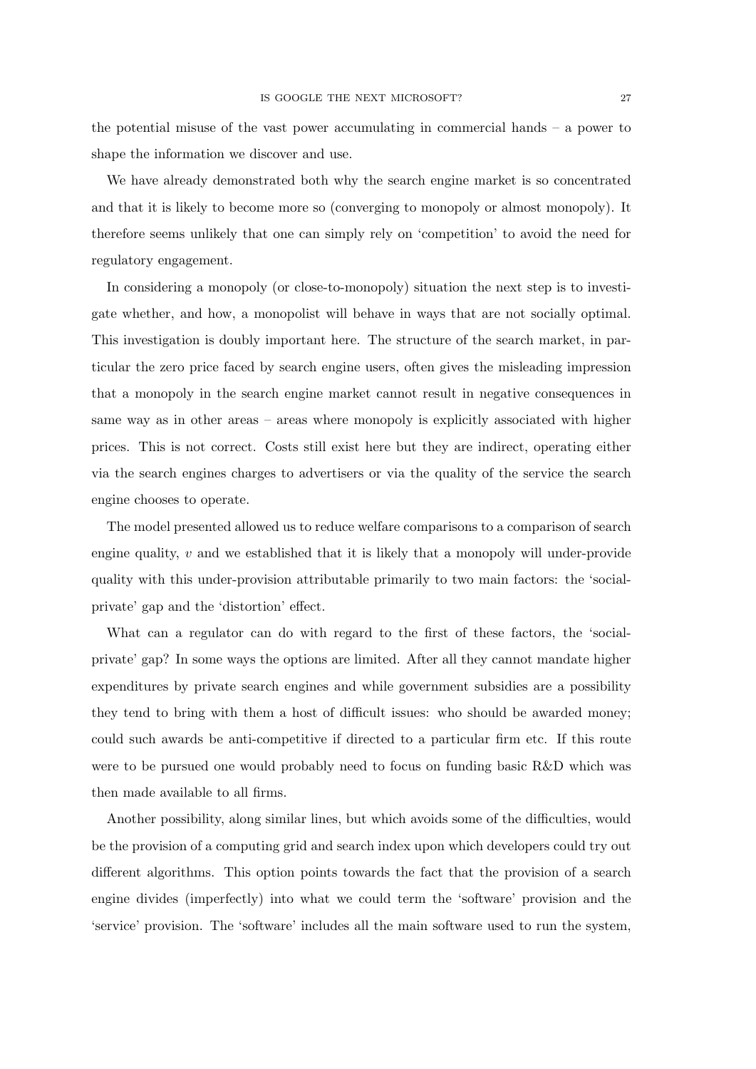the potential misuse of the vast power accumulating in commercial hands – a power to shape the information we discover and use.

We have already demonstrated both why the search engine market is so concentrated and that it is likely to become more so (converging to monopoly or almost monopoly). It therefore seems unlikely that one can simply rely on 'competition' to avoid the need for regulatory engagement.

In considering a monopoly (or close-to-monopoly) situation the next step is to investigate whether, and how, a monopolist will behave in ways that are not socially optimal. This investigation is doubly important here. The structure of the search market, in particular the zero price faced by search engine users, often gives the misleading impression that a monopoly in the search engine market cannot result in negative consequences in same way as in other areas – areas where monopoly is explicitly associated with higher prices. This is not correct. Costs still exist here but they are indirect, operating either via the search engines charges to advertisers or via the quality of the service the search engine chooses to operate.

The model presented allowed us to reduce welfare comparisons to a comparison of search engine quality, $v$ and we established that it is likely that a monopoly will under-provide quality with this under-provision attributable primarily to two main factors: the 'social-private' gap and the 'distortion' effect.

What can a regulator can do with regard to the first of these factors, the 'social-private' gap? In some ways the options are limited. After all they cannot mandate higher expenditures by private search engines and while government subsidies are a possibility they tend to bring with them a host of difficult issues: who should be awarded money; could such awards be anti-competitive if directed to a particular firm etc. If this route were to be pursued one would probably need to focus on funding basic R&D which was then made available to all firms.

Another possibility, along similar lines, but which avoids some of the difficulties, would be the provision of a computing grid and search index upon which developers could try out different algorithms. This option points towards the fact that the provision of a search engine divides (imperfectly) into what we could term the 'software' provision and the 'service' provision. The 'software' includes all the main software used to run the system,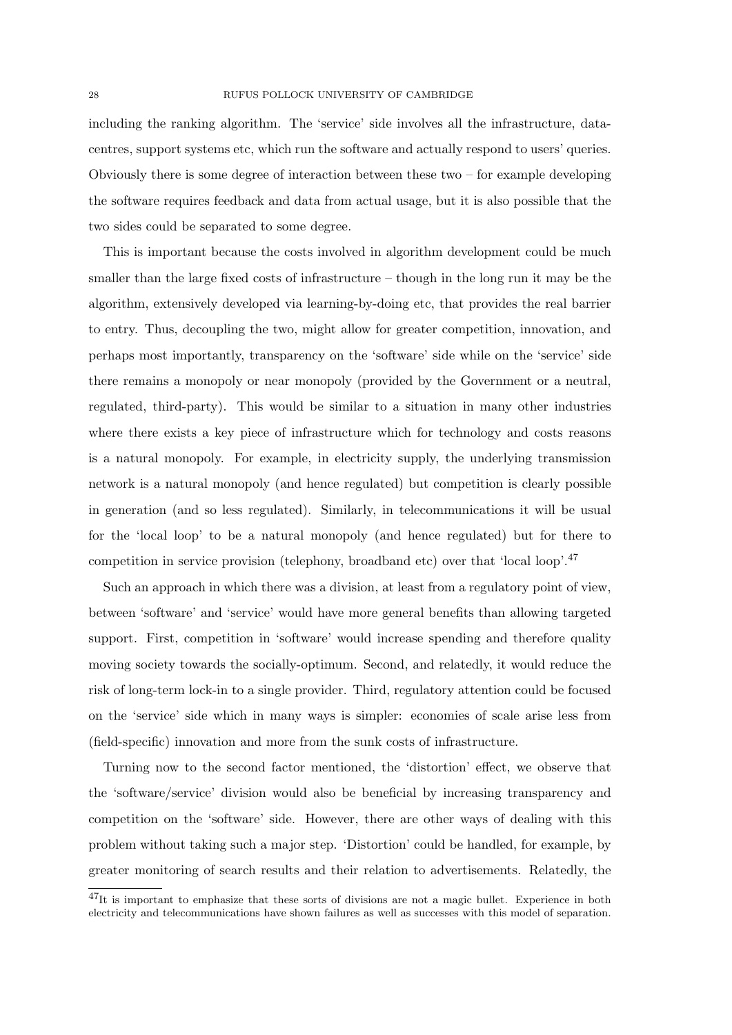including the ranking algorithm. The 'service' side involves all the infrastructure, datacentres, support systems etc, which run the software and actually respond to users' queries. Obviously there is some degree of interaction between these two – for example developing the software requires feedback and data from actual usage, but it is also possible that the two sides could be separated to some degree.

This is important because the costs involved in algorithm development could be much smaller than the large fixed costs of infrastructure – though in the long run it may be the algorithm, extensively developed via learning-by-doing etc, that provides the real barrier to entry. Thus, decoupling the two, might allow for greater competition, innovation, and perhaps most importantly, transparency on the 'software' side while on the 'service' side there remains a monopoly or near monopoly (provided by the Government or a neutral, regulated, third-party). This would be similar to a situation in many other industries where there exists a key piece of infrastructure which for technology and costs reasons is a natural monopoly. For example, in electricity supply, the underlying transmission network is a natural monopoly (and hence regulated) but competition is clearly possible in generation (and so less regulated). Similarly, in telecommunications it will be usual for the 'local loop' to be a natural monopoly (and hence regulated) but for there to competition in service provision (telephony, broadband etc) over that 'local loop'.[47]

Such an approach in which there was a division, at least from a regulatory point of view, between 'software' and 'service' would have more general benefits than allowing targeted support. First, competition in 'software' would increase spending and therefore quality moving society towards the socially-optimum. Second, and relatedly, it would reduce the risk of long-term lock-in to a single provider. Third, regulatory attention could be focused on the 'service' side which in many ways is simpler: economies of scale arise less from (field-specific) innovation and more from the sunk costs of infrastructure.

Turning now to the second factor mentioned, the 'distortion' effect, we observe that the 'software/service' division would also be beneficial by increasing transparency and competition on the 'software' side. However, there are other ways of dealing with this problem without taking such a major step. 'Distortion' could be handled, for example, by greater monitoring of search results and their relation to advertisements. Relatedly, the

[47]It is important to emphasize that these sorts of divisions are not a magic bullet. Experience in both electricity and telecommunications have shown failures as well as successes with this model of separation.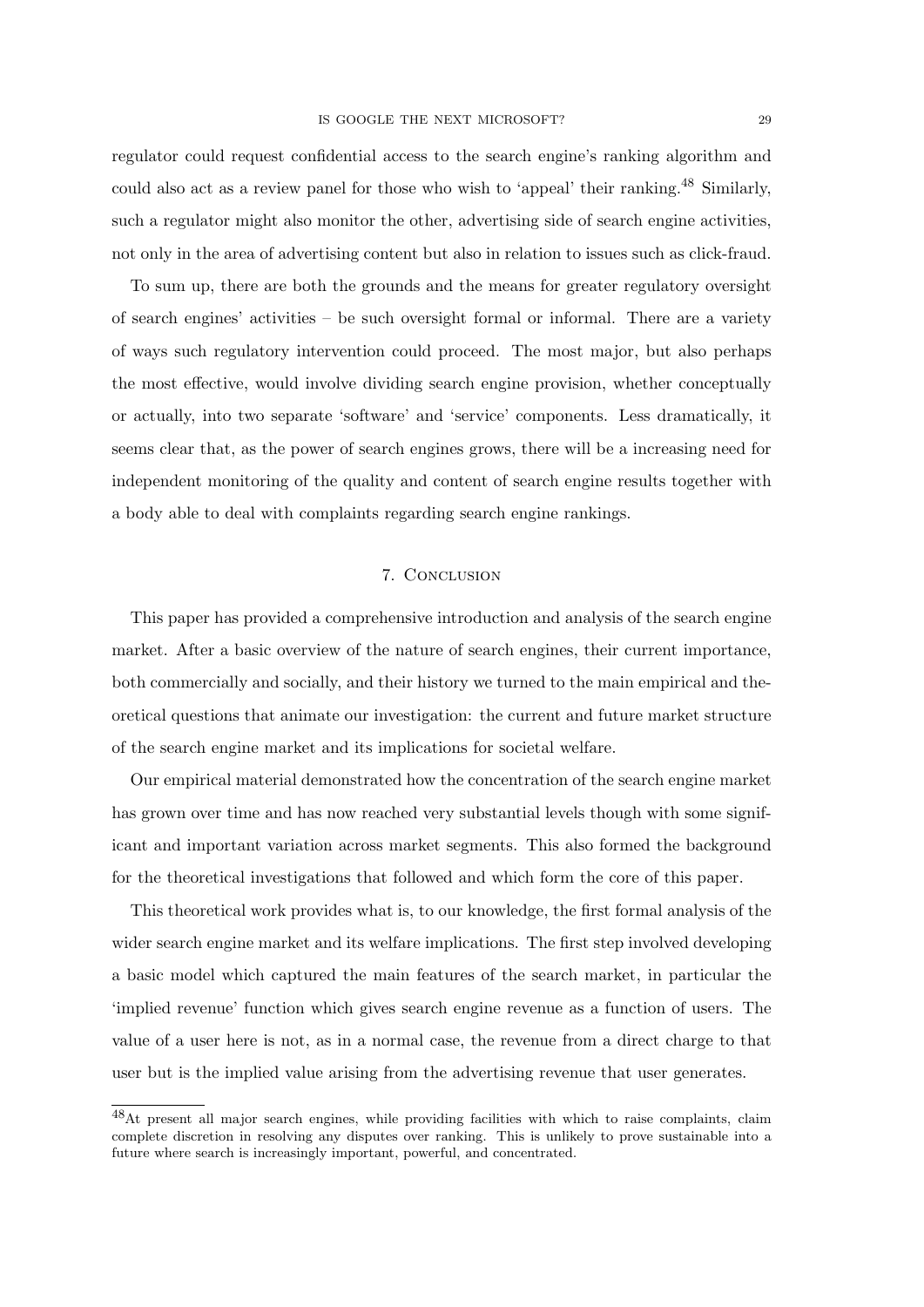regulator could request confidential access to the search engine's ranking algorithm and could also act as a review panel for those who wish to 'appeal' their ranking.[48] Similarly, such a regulator might also monitor the other, advertising side of search engine activities, not only in the area of advertising content but also in relation to issues such as click-fraud.

To sum up, there are both the grounds and the means for greater regulatory oversight of search engines' activities – be such oversight formal or informal. There are a variety of ways such regulatory intervention could proceed. The most major, but also perhaps the most effective, would involve dividing search engine provision, whether conceptually or actually, into two separate 'software' and 'service' components. Less dramatically, it seems clear that, as the power of search engines grows, there will be a increasing need for independent monitoring of the quality and content of search engine results together with a body able to deal with complaints regarding search engine rankings.

## 7. Conclusion

This paper has provided a comprehensive introduction and analysis of the search engine market. After a basic overview of the nature of search engines, their current importance, both commercially and socially, and their history we turned to the main empirical and theoretical questions that animate our investigation: the current and future market structure of the search engine market and its implications for societal welfare.

Our empirical material demonstrated how the concentration of the search engine market has grown over time and has now reached very substantial levels though with some significant and important variation across market segments. This also formed the background for the theoretical investigations that followed and which form the core of this paper.

This theoretical work provides what is, to our knowledge, the first formal analysis of the wider search engine market and its welfare implications. The first step involved developing a basic model which captured the main features of the search market, in particular the 'implied revenue' function which gives search engine revenue as a function of users. The value of a user here is not, as in a normal case, the revenue from a direct charge to that user but is the implied value arising from the advertising revenue that user generates.

[48] At present all major search engines, while providing facilities with which to raise complaints, claim complete discretion in resolving any disputes over ranking. This is unlikely to prove sustainable into a future where search is increasingly important, powerful, and concentrated.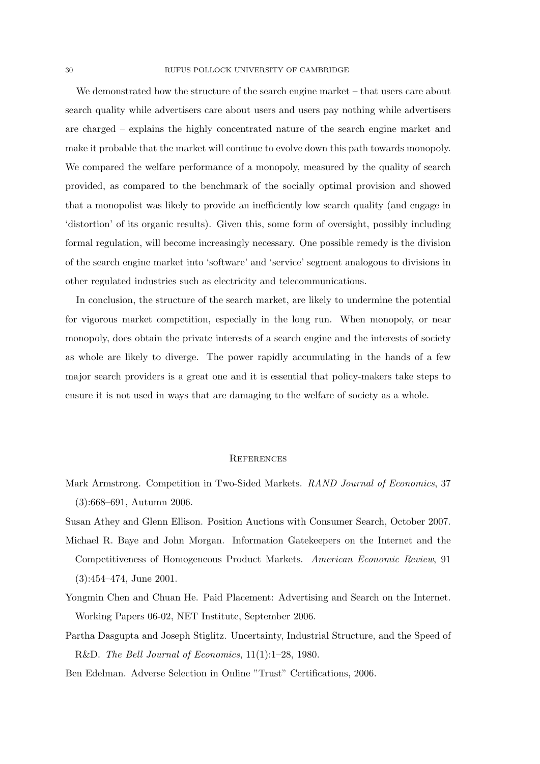We demonstrated how the structure of the search engine market – that users care about search quality while advertisers care about users and users pay nothing while advertisers are charged – explains the highly concentrated nature of the search engine market and make it probable that the market will continue to evolve down this path towards monopoly. We compared the welfare performance of a monopoly, measured by the quality of search provided, as compared to the benchmark of the socially optimal provision and showed that a monopolist was likely to provide an inefficiently low search quality (and engage in 'distortion' of its organic results). Given this, some form of oversight, possibly including formal regulation, will become increasingly necessary. One possible remedy is the division of the search engine market into 'software' and 'service' segment analogous to divisions in other regulated industries such as electricity and telecommunications.

In conclusion, the structure of the search market, are likely to undermine the potential for vigorous market competition, especially in the long run. When monopoly, or near monopoly, does obtain the private interests of a search engine and the interests of society as whole are likely to diverge. The power rapidly accumulating in the hands of a few major search providers is a great one and it is essential that policy-makers take steps to ensure it is not used in ways that are damaging to the welfare of society as a whole.

## References

Mark Armstrong. Competition in Two-Sided Markets. *RAND Journal of Economics*, 37 (3):668–691, Autumn 2006.

Susan Athey and Glenn Ellison. Position Auctions with Consumer Search, October 2007.

Michael R. Baye and John Morgan. Information Gatekeepers on the Internet and the Competitiveness of Homogeneous Product Markets. *American Economic Review*, 91 (3):454–474, June 2001.

Yongmin Chen and Chuan He. Paid Placement: Advertising and Search on the Internet. Working Papers 06-02, NET Institute, September 2006.

Partha Dasgupta and Joseph Stiglitz. Uncertainty, Industrial Structure, and the Speed of R&D. *The Bell Journal of Economics*, 11(1):1–28, 1980.

Ben Edelman. Adverse Selection in Online "Trust" Certifications, 2006.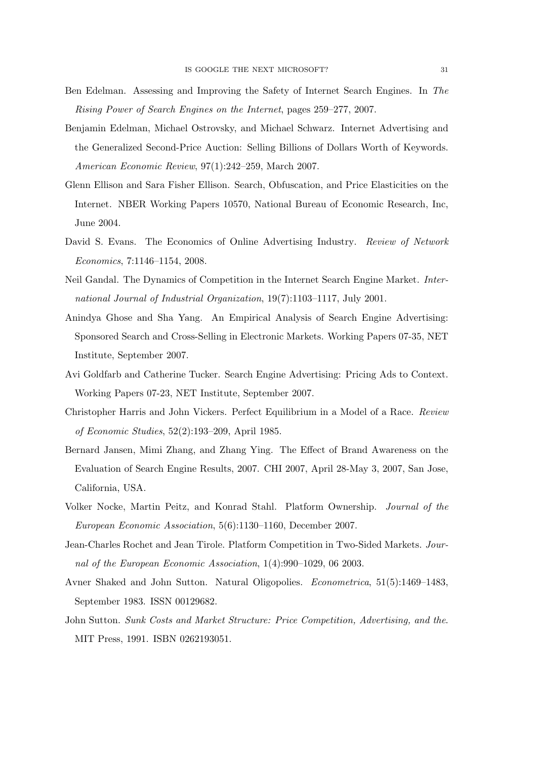Ben Edelman. Assessing and Improving the Safety of Internet Search Engines. In *The Rising Power of Search Engines on the Internet*, pages 259–277, 2007.

Benjamin Edelman, Michael Ostrovsky, and Michael Schwarz. Internet Advertising and the Generalized Second-Price Auction: Selling Billions of Dollars Worth of Keywords. *American Economic Review*, 97(1):242–259, March 2007.

Glenn Ellison and Sara Fisher Ellison. Search, Obfuscation, and Price Elasticities on the Internet. NBER Working Papers 10570, National Bureau of Economic Research, Inc, June 2004.

David S. Evans. The Economics of Online Advertising Industry. *Review of Network Economics*, 7:1146–1154, 2008.

Neil Gandal. The Dynamics of Competition in the Internet Search Engine Market. *International Journal of Industrial Organization*, 19(7):1103–1117, July 2001.

Anindya Ghose and Sha Yang. An Empirical Analysis of Search Engine Advertising: Sponsored Search and Cross-Selling in Electronic Markets. Working Papers 07-35, NET Institute, September 2007.

Avi Goldfarb and Catherine Tucker. Search Engine Advertising: Pricing Ads to Context. Working Papers 07-23, NET Institute, September 2007.

Christopher Harris and John Vickers. Perfect Equilibrium in a Model of a Race. *Review of Economic Studies*, 52(2):193–209, April 1985.

Bernard Jansen, Mimi Zhang, and Zhang Ying. The Effect of Brand Awareness on the Evaluation of Search Engine Results, 2007. CHI 2007, April 28-May 3, 2007, San Jose, California, USA.

Volker Nocke, Martin Peitz, and Konrad Stahl. Platform Ownership. *Journal of the European Economic Association*, 5(6):1130–1160, December 2007.

Jean-Charles Rochet and Jean Tirole. Platform Competition in Two-Sided Markets. *Journal of the European Economic Association*, 1(4):990–1029, 06 2003.

Avner Shaked and John Sutton. Natural Oligopolies. *Econometrica*, 51(5):1469–1483, September 1983. ISSN 00129682.

John Sutton. *Sunk Costs and Market Structure: Price Competition, Advertising, and the*. MIT Press, 1991. ISBN 0262193051.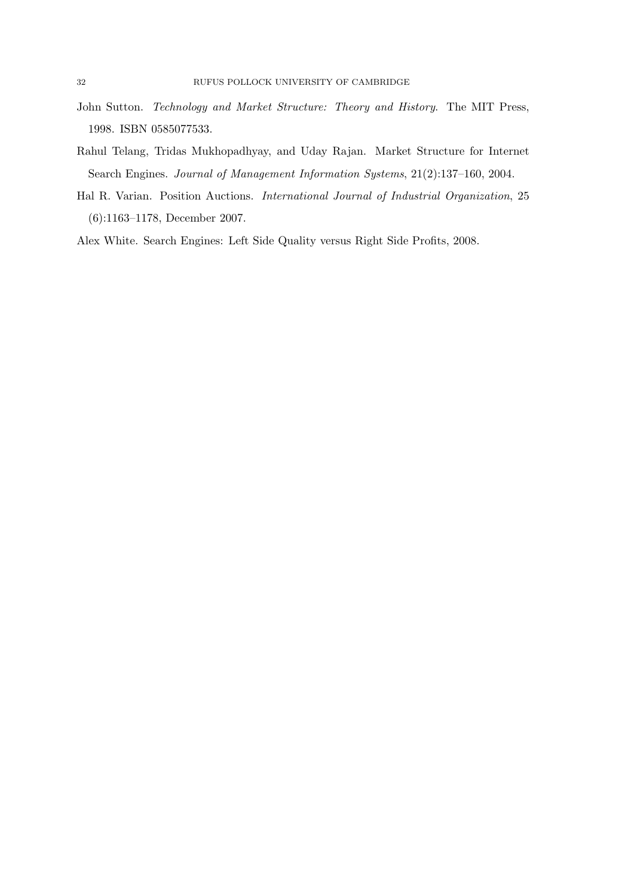John Sutton. *Technology and Market Structure: Theory and History*. The MIT Press, 1998. ISBN 0585077533.

Rahul Telang, Tridas Mukhopadhyay, and Uday Rajan. Market Structure for Internet Search Engines. *Journal of Management Information Systems*, 21(2):137–160, 2004.

Hal R. Varian. Position Auctions. *International Journal of Industrial Organization*, 25 (6):1163–1178, December 2007.

Alex White. Search Engines: Left Side Quality versus Right Side Profits, 2008.